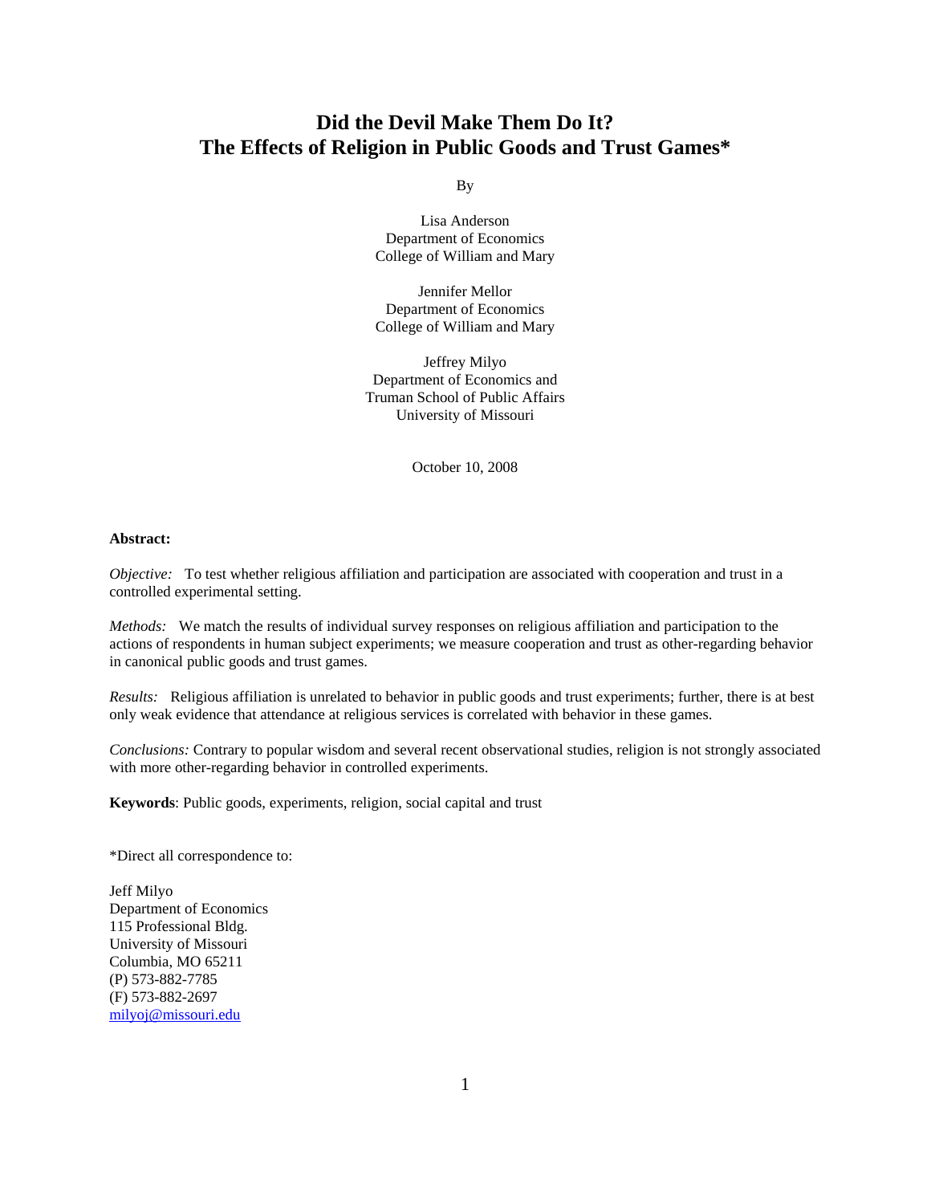# Did the Devil Make Them Do It?
# The Effects of Religion in Public Goods and Trust Games*

By

Lisa Anderson
Department of Economics
College of William and Mary

Jennifer Mellor
Department of Economics
College of William and Mary

Jeffrey Milyo
Department of Economics and
Truman School of Public Affairs
University of Missouri

October 10, 2008

**Abstract:**

*Objective:* To test whether religious affiliation and participation are associated with cooperation and trust in a controlled experimental setting.

*Methods:* We match the results of individual survey responses on religious affiliation and participation to the actions of respondents in human subject experiments; we measure cooperation and trust as other-regarding behavior in canonical public goods and trust games.

*Results:* Religious affiliation is unrelated to behavior in public goods and trust experiments; further, there is at best only weak evidence that attendance at religious services is correlated with behavior in these games.

*Conclusions:* Contrary to popular wisdom and several recent observational studies, religion is not strongly associated with more other-regarding behavior in controlled experiments.

**Keywords**: Public goods, experiments, religion, social capital and trust

*Direct all correspondence to:

Jeff Milyo
Department of Economics
115 Professional Bldg.
University of Missouri
Columbia, MO 65211
(P) 573-882-7785
(F) 573-882-2697
milyoj@missouri.edu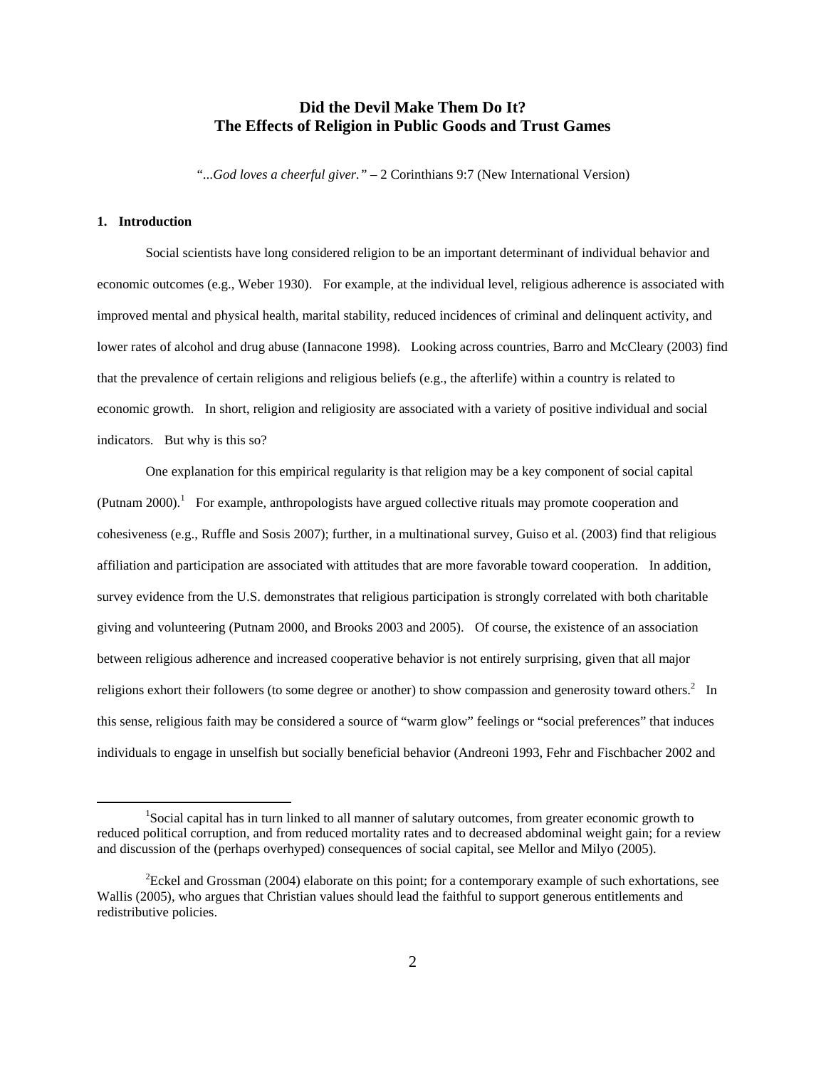# Did the Devil Make Them Do It? The Effects of Religion in Public Goods and Trust Games

"*...God loves a cheerful giver.*" – 2 Corinthians 9:7 (New International Version)

## 1. Introduction

Social scientists have long considered religion to be an important determinant of individual behavior and economic outcomes (e.g., Weber 1930). For example, at the individual level, religious adherence is associated with improved mental and physical health, marital stability, reduced incidences of criminal and delinquent activity, and lower rates of alcohol and drug abuse (Iannacone 1998). Looking across countries, Barro and McCleary (2003) find that the prevalence of certain religions and religious beliefs (e.g., the afterlife) within a country is related to economic growth. In short, religion and religiosity are associated with a variety of positive individual and social indicators. But why is this so?

One explanation for this empirical regularity is that religion may be a key component of social capital (Putnam 2000).[1] For example, anthropologists have argued collective rituals may promote cooperation and cohesiveness (e.g., Ruffle and Sosis 2007); further, in a multinational survey, Guiso et al. (2003) find that religious affiliation and participation are associated with attitudes that are more favorable toward cooperation. In addition, survey evidence from the U.S. demonstrates that religious participation is strongly correlated with both charitable giving and volunteering (Putnam 2000, and Brooks 2003 and 2005). Of course, the existence of an association between religious adherence and increased cooperative behavior is not entirely surprising, given that all major religions exhort their followers (to some degree or another) to show compassion and generosity toward others.[2] In this sense, religious faith may be considered a source of "warm glow" feelings or "social preferences" that induces individuals to engage in unselfish but socially beneficial behavior (Andreoni 1993, Fehr and Fischbacher 2002 and

[1] Social capital has in turn linked to all manner of salutary outcomes, from greater economic growth to reduced political corruption, and from reduced mortality rates and to decreased abdominal weight gain; for a review and discussion of the (perhaps overhyped) consequences of social capital, see Mellor and Milyo (2005).

[2] Eckel and Grossman (2004) elaborate on this point; for a contemporary example of such exhortations, see Wallis (2005), who argues that Christian values should lead the faithful to support generous entitlements and redistributive policies.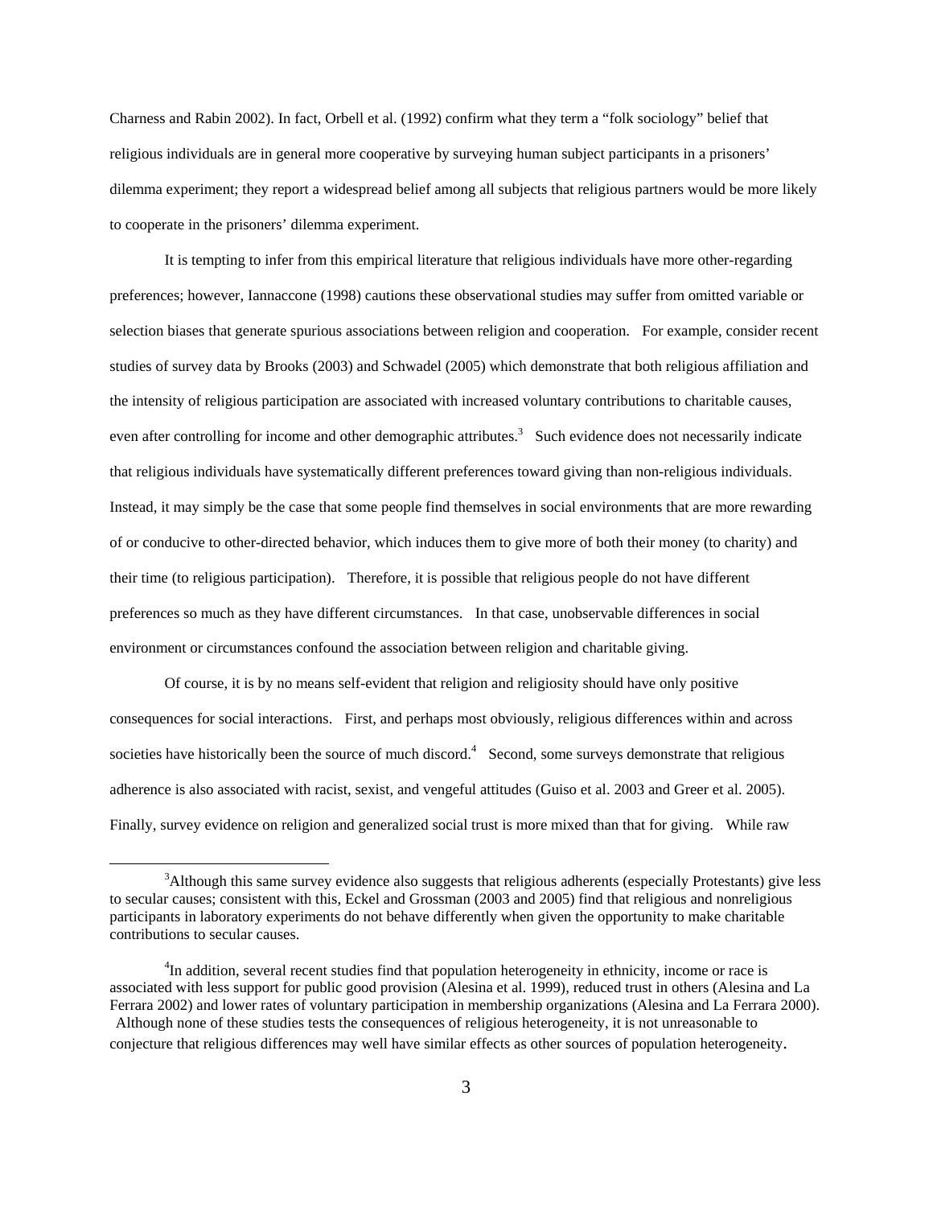Charness and Rabin 2002). In fact, Orbell et al. (1992) confirm what they term a "folk sociology" belief that religious individuals are in general more cooperative by surveying human subject participants in a prisoners' dilemma experiment; they report a widespread belief among all subjects that religious partners would be more likely to cooperate in the prisoners' dilemma experiment.

It is tempting to infer from this empirical literature that religious individuals have more other-regarding preferences; however, Iannaccone (1998) cautions these observational studies may suffer from omitted variable or selection biases that generate spurious associations between religion and cooperation. For example, consider recent studies of survey data by Brooks (2003) and Schwadel (2005) which demonstrate that both religious affiliation and the intensity of religious participation are associated with increased voluntary contributions to charitable causes, even after controlling for income and other demographic attributes.[3] Such evidence does not necessarily indicate that religious individuals have systematically different preferences toward giving than non-religious individuals. Instead, it may simply be the case that some people find themselves in social environments that are more rewarding of or conducive to other-directed behavior, which induces them to give more of both their money (to charity) and their time (to religious participation). Therefore, it is possible that religious people do not have different preferences so much as they have different circumstances. In that case, unobservable differences in social environment or circumstances confound the association between religion and charitable giving.

Of course, it is by no means self-evident that religion and religiosity should have only positive consequences for social interactions. First, and perhaps most obviously, religious differences within and across societies have historically been the source of much discord.[4] Second, some surveys demonstrate that religious adherence is also associated with racist, sexist, and vengeful attitudes (Guiso et al. 2003 and Greer et al. 2005). Finally, survey evidence on religion and generalized social trust is more mixed than that for giving. While raw

---

[3] Although this same survey evidence also suggests that religious adherents (especially Protestants) give less to secular causes; consistent with this, Eckel and Grossman (2003 and 2005) find that religious and nonreligious participants in laboratory experiments do not behave differently when given the opportunity to make charitable contributions to secular causes.

[4] In addition, several recent studies find that population heterogeneity in ethnicity, income or race is associated with less support for public good provision (Alesina et al. 1999), reduced trust in others (Alesina and La Ferrara 2002) and lower rates of voluntary participation in membership organizations (Alesina and La Ferrara 2000). Although none of these studies tests the consequences of religious heterogeneity, it is not unreasonable to conjecture that religious differences may well have similar effects as other sources of population heterogeneity.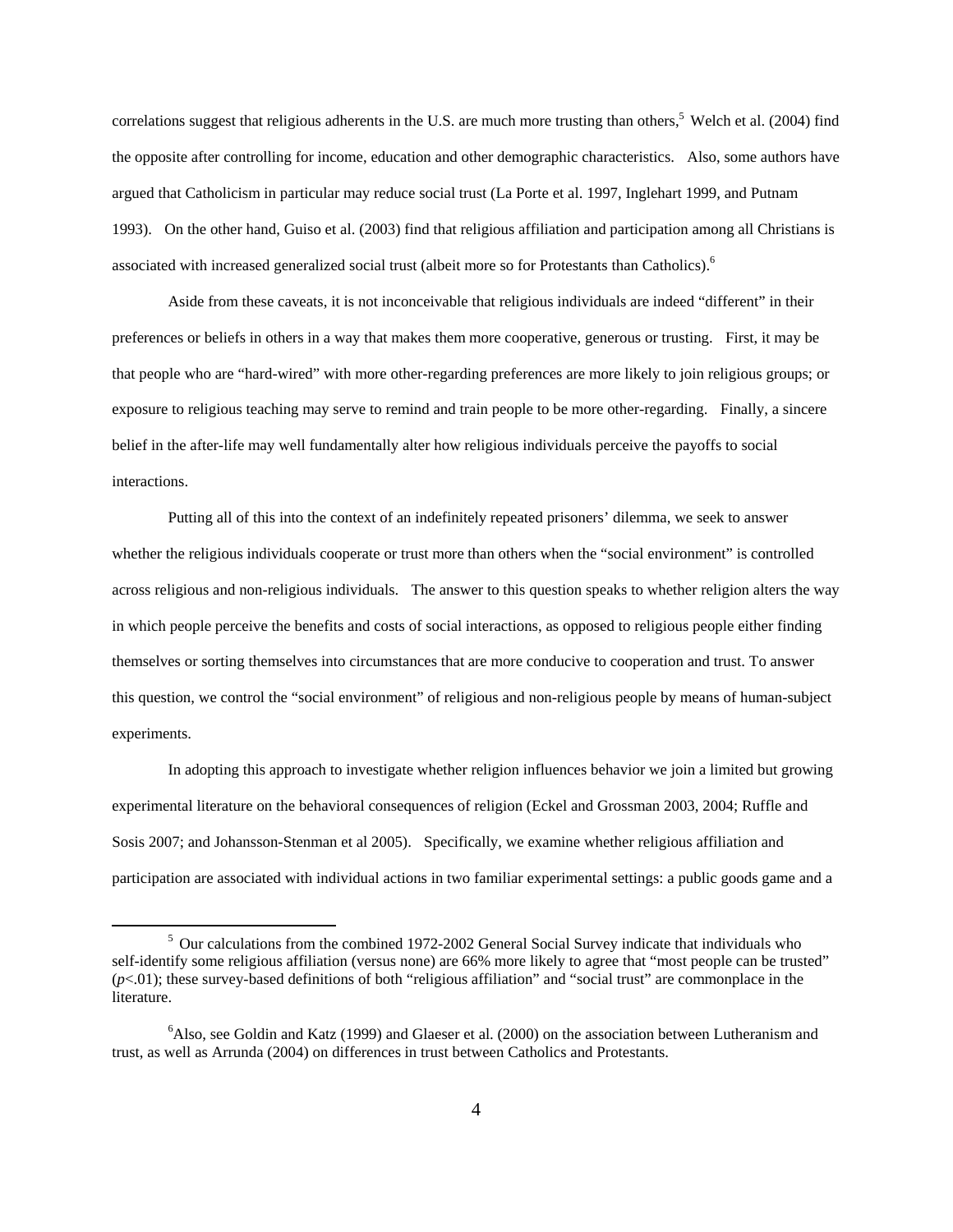correlations suggest that religious adherents in the U.S. are much more trusting than others,[5] Welch et al. (2004) find the opposite after controlling for income, education and other demographic characteristics. Also, some authors have argued that Catholicism in particular may reduce social trust (La Porte et al. 1997, Inglehart 1999, and Putnam 1993). On the other hand, Guiso et al. (2003) find that religious affiliation and participation among all Christians is associated with increased generalized social trust (albeit more so for Protestants than Catholics).[6]

Aside from these caveats, it is not inconceivable that religious individuals are indeed "different" in their preferences or beliefs in others in a way that makes them more cooperative, generous or trusting. First, it may be that people who are "hard-wired" with more other-regarding preferences are more likely to join religious groups; or exposure to religious teaching may serve to remind and train people to be more other-regarding. Finally, a sincere belief in the after-life may well fundamentally alter how religious individuals perceive the payoffs to social interactions.

Putting all of this into the context of an indefinitely repeated prisoners' dilemma, we seek to answer whether the religious individuals cooperate or trust more than others when the "social environment" is controlled across religious and non-religious individuals. The answer to this question speaks to whether religion alters the way in which people perceive the benefits and costs of social interactions, as opposed to religious people either finding themselves or sorting themselves into circumstances that are more conducive to cooperation and trust. To answer this question, we control the "social environment" of religious and non-religious people by means of human-subject experiments.

In adopting this approach to investigate whether religion influences behavior we join a limited but growing experimental literature on the behavioral consequences of religion (Eckel and Grossman 2003, 2004; Ruffle and Sosis 2007; and Johansson-Stenman et al 2005). Specifically, we examine whether religious affiliation and participation are associated with individual actions in two familiar experimental settings: a public goods game and a

---

[5] Our calculations from the combined 1972-2002 General Social Survey indicate that individuals who self-identify some religious affiliation (versus none) are 66% more likely to agree that "most people can be trusted" ($p<.01$); these survey-based definitions of both "religious affiliation" and "social trust" are commonplace in the literature.

[6] Also, see Goldin and Katz (1999) and Glaeser et al. (2000) on the association between Lutheranism and trust, as well as Arrunda (2004) on differences in trust between Catholics and Protestants.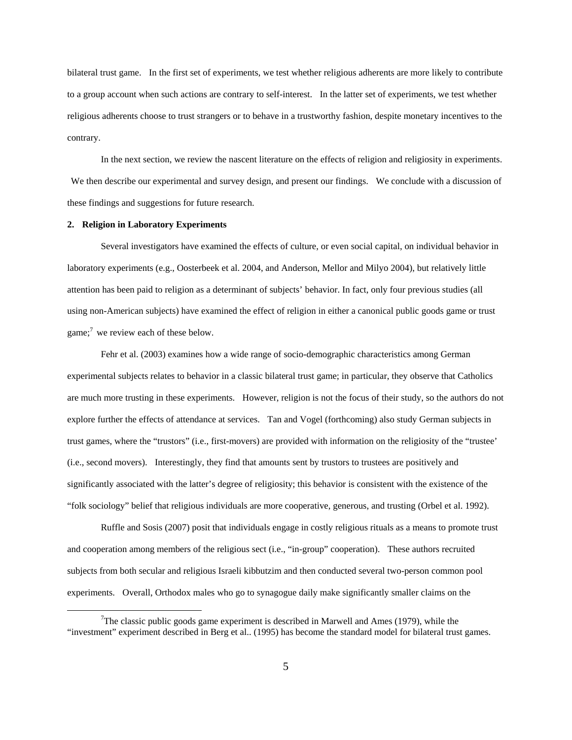bilateral trust game. In the first set of experiments, we test whether religious adherents are more likely to contribute to a group account when such actions are contrary to self-interest. In the latter set of experiments, we test whether religious adherents choose to trust strangers or to behave in a trustworthy fashion, despite monetary incentives to the contrary.

In the next section, we review the nascent literature on the effects of religion and religiosity in experiments. We then describe our experimental and survey design, and present our findings. We conclude with a discussion of these findings and suggestions for future research.

## 2. Religion in Laboratory Experiments

Several investigators have examined the effects of culture, or even social capital, on individual behavior in laboratory experiments (e.g., Oosterbeek et al. 2004, and Anderson, Mellor and Milyo 2004), but relatively little attention has been paid to religion as a determinant of subjects' behavior. In fact, only four previous studies (all using non-American subjects) have examined the effect of religion in either a canonical public goods game or trust game;[7] we review each of these below.

Fehr et al. (2003) examines how a wide range of socio-demographic characteristics among German experimental subjects relates to behavior in a classic bilateral trust game; in particular, they observe that Catholics are much more trusting in these experiments. However, religion is not the focus of their study, so the authors do not explore further the effects of attendance at services. Tan and Vogel (forthcoming) also study German subjects in trust games, where the "trustors" (i.e., first-movers) are provided with information on the religiosity of the "trustee' (i.e., second movers). Interestingly, they find that amounts sent by trustors to trustees are positively and significantly associated with the latter's degree of religiosity; this behavior is consistent with the existence of the "folk sociology" belief that religious individuals are more cooperative, generous, and trusting (Orbel et al. 1992).

Ruffle and Sosis (2007) posit that individuals engage in costly religious rituals as a means to promote trust and cooperation among members of the religious sect (i.e., "in-group" cooperation). These authors recruited subjects from both secular and religious Israeli kibbutzim and then conducted several two-person common pool experiments. Overall, Orthodox males who go to synagogue daily make significantly smaller claims on the

[7] The classic public goods game experiment is described in Marwell and Ames (1979), while the "investment" experiment described in Berg et al.. (1995) has become the standard model for bilateral trust games.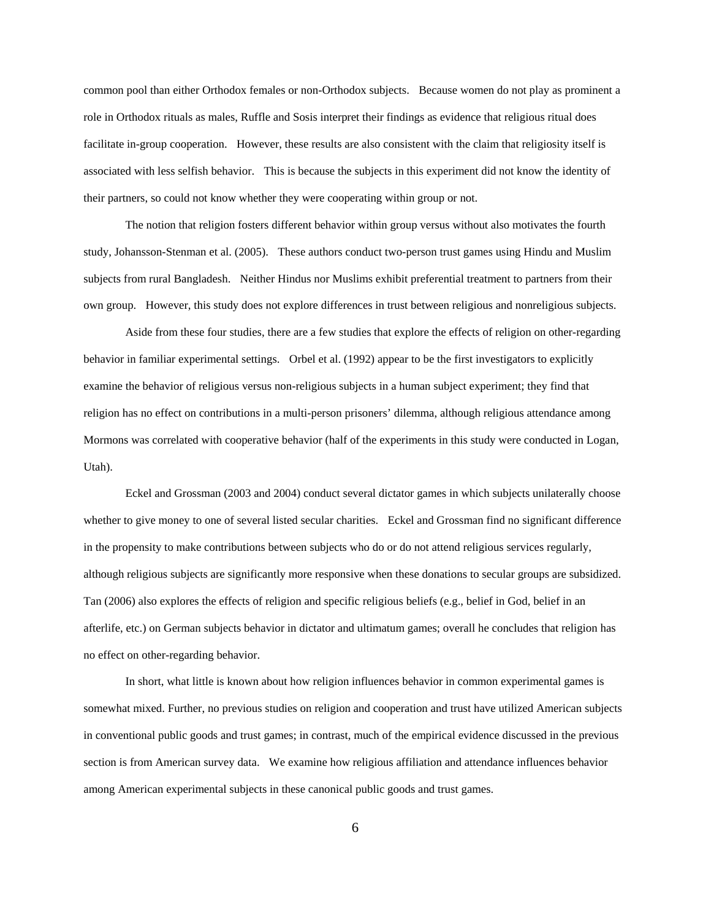common pool than either Orthodox females or non-Orthodox subjects. Because women do not play as prominent a role in Orthodox rituals as males, Ruffle and Sosis interpret their findings as evidence that religious ritual does facilitate in-group cooperation. However, these results are also consistent with the claim that religiosity itself is associated with less selfish behavior. This is because the subjects in this experiment did not know the identity of their partners, so could not know whether they were cooperating within group or not.

The notion that religion fosters different behavior within group versus without also motivates the fourth study, Johansson-Stenman et al. (2005). These authors conduct two-person trust games using Hindu and Muslim subjects from rural Bangladesh. Neither Hindus nor Muslims exhibit preferential treatment to partners from their own group. However, this study does not explore differences in trust between religious and nonreligious subjects.

Aside from these four studies, there are a few studies that explore the effects of religion on other-regarding behavior in familiar experimental settings. Orbel et al. (1992) appear to be the first investigators to explicitly examine the behavior of religious versus non-religious subjects in a human subject experiment; they find that religion has no effect on contributions in a multi-person prisoners' dilemma, although religious attendance among Mormons was correlated with cooperative behavior (half of the experiments in this study were conducted in Logan, Utah).

Eckel and Grossman (2003 and 2004) conduct several dictator games in which subjects unilaterally choose whether to give money to one of several listed secular charities. Eckel and Grossman find no significant difference in the propensity to make contributions between subjects who do or do not attend religious services regularly, although religious subjects are significantly more responsive when these donations to secular groups are subsidized. Tan (2006) also explores the effects of religion and specific religious beliefs (e.g., belief in God, belief in an afterlife, etc.) on German subjects behavior in dictator and ultimatum games; overall he concludes that religion has no effect on other-regarding behavior.

In short, what little is known about how religion influences behavior in common experimental games is somewhat mixed. Further, no previous studies on religion and cooperation and trust have utilized American subjects in conventional public goods and trust games; in contrast, much of the empirical evidence discussed in the previous section is from American survey data. We examine how religious affiliation and attendance influences behavior among American experimental subjects in these canonical public goods and trust games.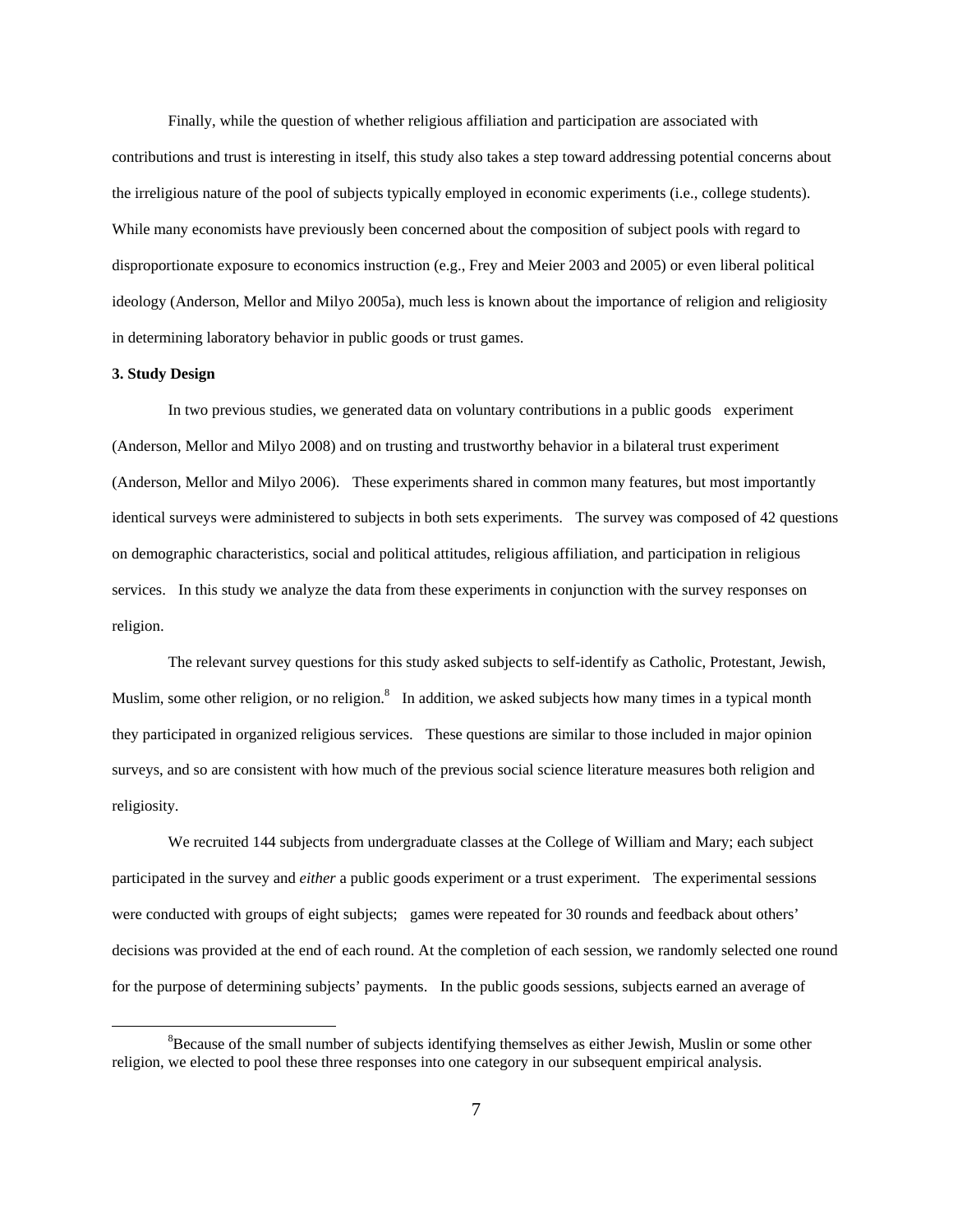Finally, while the question of whether religious affiliation and participation are associated with contributions and trust is interesting in itself, this study also takes a step toward addressing potential concerns about the irreligious nature of the pool of subjects typically employed in economic experiments (i.e., college students). While many economists have previously been concerned about the composition of subject pools with regard to disproportionate exposure to economics instruction (e.g., Frey and Meier 2003 and 2005) or even liberal political ideology (Anderson, Mellor and Milyo 2005a), much less is known about the importance of religion and religiosity in determining laboratory behavior in public goods or trust games.

**3. Study Design**

In two previous studies, we generated data on voluntary contributions in a public goods experiment (Anderson, Mellor and Milyo 2008) and on trusting and trustworthy behavior in a bilateral trust experiment (Anderson, Mellor and Milyo 2006). These experiments shared in common many features, but most importantly identical surveys were administered to subjects in both sets experiments. The survey was composed of 42 questions on demographic characteristics, social and political attitudes, religious affiliation, and participation in religious services. In this study we analyze the data from these experiments in conjunction with the survey responses on religion.

The relevant survey questions for this study asked subjects to self-identify as Catholic, Protestant, Jewish, Muslim, some other religion, or no religion.[8] In addition, we asked subjects how many times in a typical month they participated in organized religious services. These questions are similar to those included in major opinion surveys, and so are consistent with how much of the previous social science literature measures both religion and religiosity.

We recruited 144 subjects from undergraduate classes at the College of William and Mary; each subject participated in the survey and *either* a public goods experiment or a trust experiment. The experimental sessions were conducted with groups of eight subjects; games were repeated for 30 rounds and feedback about others' decisions was provided at the end of each round. At the completion of each session, we randomly selected one round for the purpose of determining subjects' payments. In the public goods sessions, subjects earned an average of

[8] Because of the small number of subjects identifying themselves as either Jewish, Muslin or some other religion, we elected to pool these three responses into one category in our subsequent empirical analysis.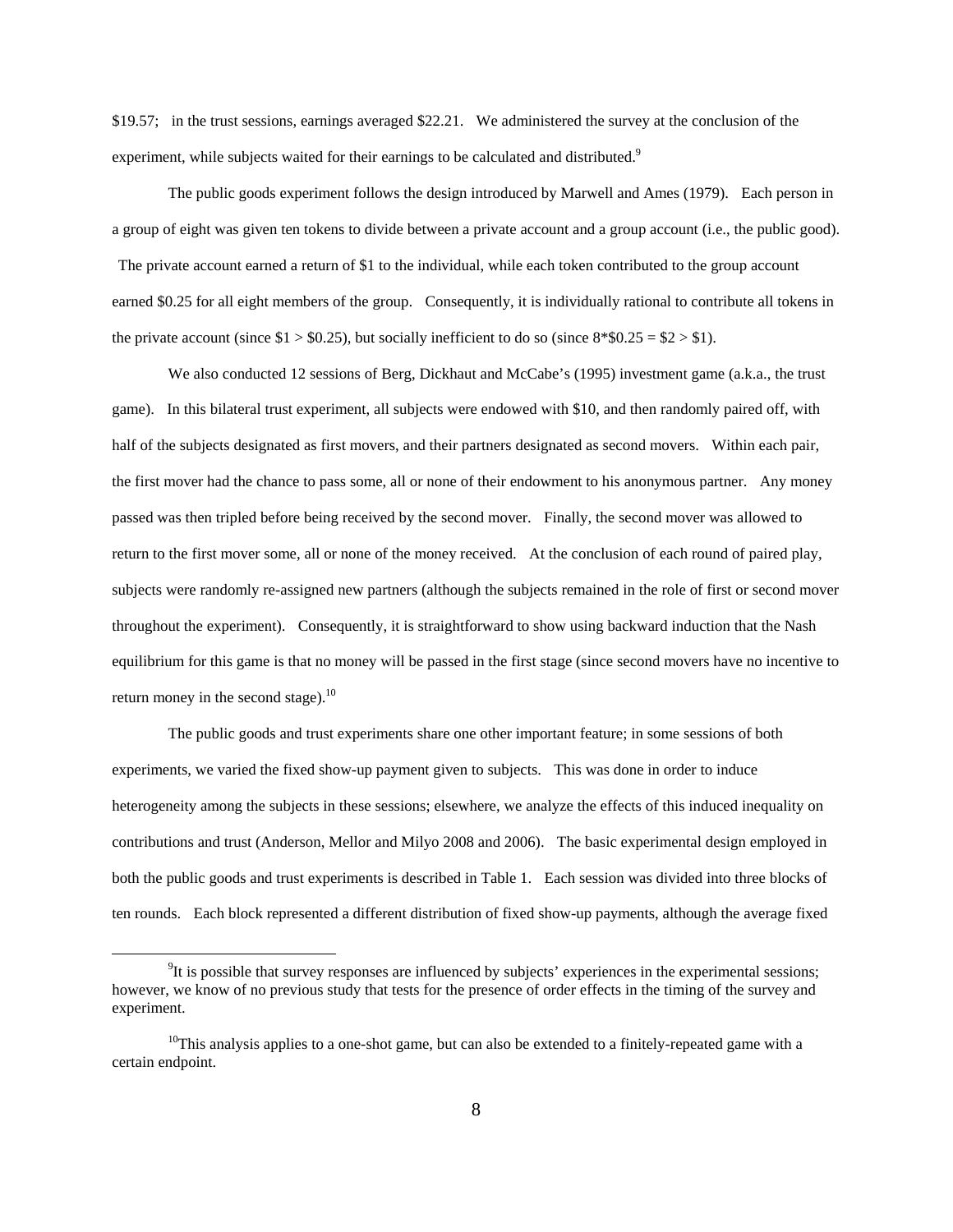$19.57; in the trust sessions, earnings averaged $22.21. We administered the survey at the conclusion of the experiment, while subjects waited for their earnings to be calculated and distributed.[9]

The public goods experiment follows the design introduced by Marwell and Ames (1979). Each person in a group of eight was given ten tokens to divide between a private account and a group account (i.e., the public good). The private account earned a return of $1 to the individual, while each token contributed to the group account earned $0.25 for all eight members of the group. Consequently, it is individually rational to contribute all tokens in the private account (since $1 > $0.25), but socially inefficient to do so (since 8*$0.25 = $2 > $1).

We also conducted 12 sessions of Berg, Dickhaut and McCabe's (1995) investment game (a.k.a., the trust game). In this bilateral trust experiment, all subjects were endowed with $10, and then randomly paired off, with half of the subjects designated as first movers, and their partners designated as second movers. Within each pair, the first mover had the chance to pass some, all or none of their endowment to his anonymous partner. Any money passed was then tripled before being received by the second mover. Finally, the second mover was allowed to return to the first mover some, all or none of the money received. At the conclusion of each round of paired play, subjects were randomly re-assigned new partners (although the subjects remained in the role of first or second mover throughout the experiment). Consequently, it is straightforward to show using backward induction that the Nash equilibrium for this game is that no money will be passed in the first stage (since second movers have no incentive to return money in the second stage).[10]

The public goods and trust experiments share one other important feature; in some sessions of both experiments, we varied the fixed show-up payment given to subjects. This was done in order to induce heterogeneity among the subjects in these sessions; elsewhere, we analyze the effects of this induced inequality on contributions and trust (Anderson, Mellor and Milyo 2008 and 2006). The basic experimental design employed in both the public goods and trust experiments is described in Table 1. Each session was divided into three blocks of ten rounds. Each block represented a different distribution of fixed show-up payments, although the average fixed

---

[9] It is possible that survey responses are influenced by subjects' experiences in the experimental sessions; however, we know of no previous study that tests for the presence of order effects in the timing of the survey and experiment.

[10] This analysis applies to a one-shot game, but can also be extended to a finitely-repeated game with a certain endpoint.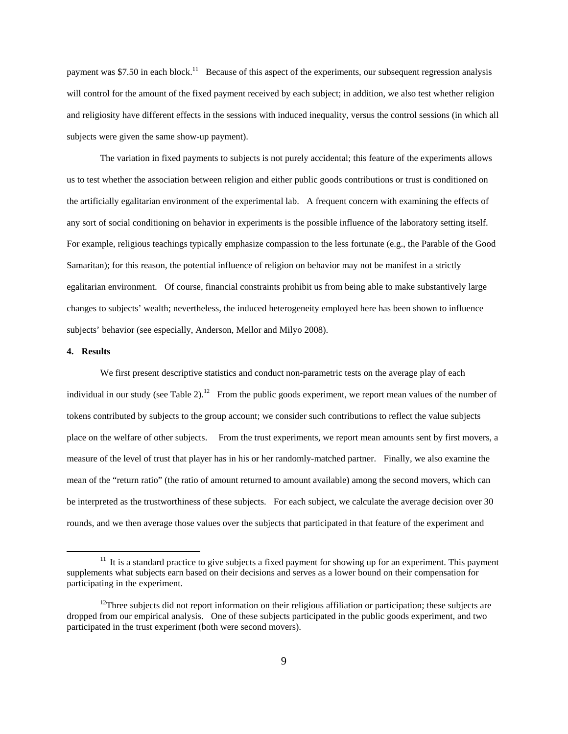payment was $7.50 in each block.[11] Because of this aspect of the experiments, our subsequent regression analysis will control for the amount of the fixed payment received by each subject; in addition, we also test whether religion and religiosity have different effects in the sessions with induced inequality, versus the control sessions (in which all subjects were given the same show-up payment).

The variation in fixed payments to subjects is not purely accidental; this feature of the experiments allows us to test whether the association between religion and either public goods contributions or trust is conditioned on the artificially egalitarian environment of the experimental lab. A frequent concern with examining the effects of any sort of social conditioning on behavior in experiments is the possible influence of the laboratory setting itself. For example, religious teachings typically emphasize compassion to the less fortunate (e.g., the Parable of the Good Samaritan); for this reason, the potential influence of religion on behavior may not be manifest in a strictly egalitarian environment. Of course, financial constraints prohibit us from being able to make substantively large changes to subjects' wealth; nevertheless, the induced heterogeneity employed here has been shown to influence subjects' behavior (see especially, Anderson, Mellor and Milyo 2008).

**4. Results**

We first present descriptive statistics and conduct non-parametric tests on the average play of each individual in our study (see Table 2).[12] From the public goods experiment, we report mean values of the number of tokens contributed by subjects to the group account; we consider such contributions to reflect the value subjects place on the welfare of other subjects. From the trust experiments, we report mean amounts sent by first movers, a measure of the level of trust that player has in his or her randomly-matched partner. Finally, we also examine the mean of the "return ratio" (the ratio of amount returned to amount available) among the second movers, which can be interpreted as the trustworthiness of these subjects. For each subject, we calculate the average decision over 30 rounds, and we then average those values over the subjects that participated in that feature of the experiment and

[11] It is a standard practice to give subjects a fixed payment for showing up for an experiment. This payment supplements what subjects earn based on their decisions and serves as a lower bound on their compensation for participating in the experiment.

[12] Three subjects did not report information on their religious affiliation or participation; these subjects are dropped from our empirical analysis. One of these subjects participated in the public goods experiment, and two participated in the trust experiment (both were second movers).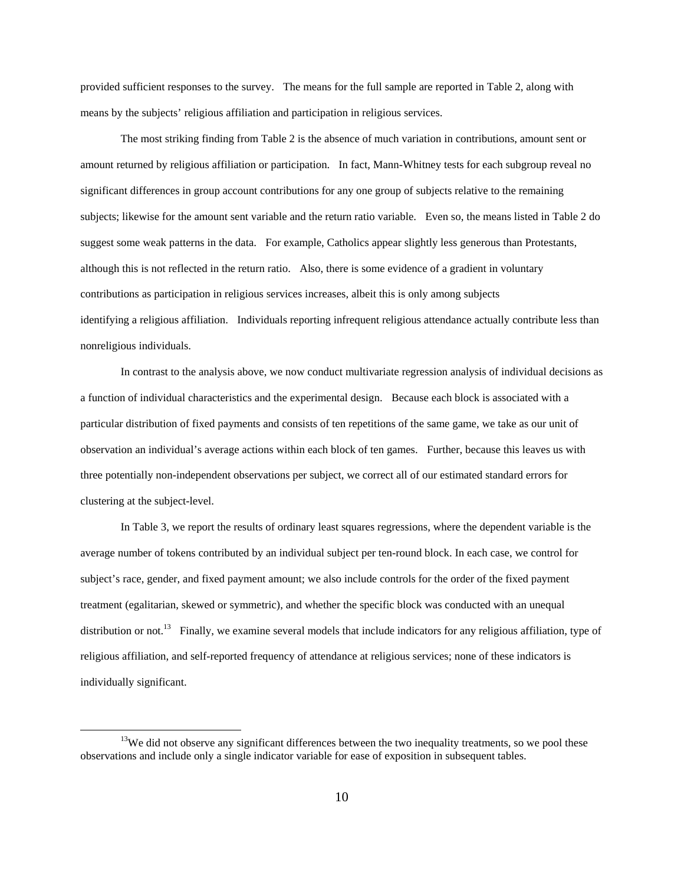provided sufficient responses to the survey. The means for the full sample are reported in Table 2, along with means by the subjects' religious affiliation and participation in religious services.

The most striking finding from Table 2 is the absence of much variation in contributions, amount sent or amount returned by religious affiliation or participation. In fact, Mann-Whitney tests for each subgroup reveal no significant differences in group account contributions for any one group of subjects relative to the remaining subjects; likewise for the amount sent variable and the return ratio variable. Even so, the means listed in Table 2 do suggest some weak patterns in the data. For example, Catholics appear slightly less generous than Protestants, although this is not reflected in the return ratio. Also, there is some evidence of a gradient in voluntary contributions as participation in religious services increases, albeit this is only among subjects identifying a religious affiliation. Individuals reporting infrequent religious attendance actually contribute less than nonreligious individuals.

In contrast to the analysis above, we now conduct multivariate regression analysis of individual decisions as a function of individual characteristics and the experimental design. Because each block is associated with a particular distribution of fixed payments and consists of ten repetitions of the same game, we take as our unit of observation an individual's average actions within each block of ten games. Further, because this leaves us with three potentially non-independent observations per subject, we correct all of our estimated standard errors for clustering at the subject-level.

In Table 3, we report the results of ordinary least squares regressions, where the dependent variable is the average number of tokens contributed by an individual subject per ten-round block. In each case, we control for subject's race, gender, and fixed payment amount; we also include controls for the order of the fixed payment treatment (egalitarian, skewed or symmetric), and whether the specific block was conducted with an unequal distribution or not.[13] Finally, we examine several models that include indicators for any religious affiliation, type of religious affiliation, and self-reported frequency of attendance at religious services; none of these indicators is individually significant.

[13] We did not observe any significant differences between the two inequality treatments, so we pool these observations and include only a single indicator variable for ease of exposition in subsequent tables.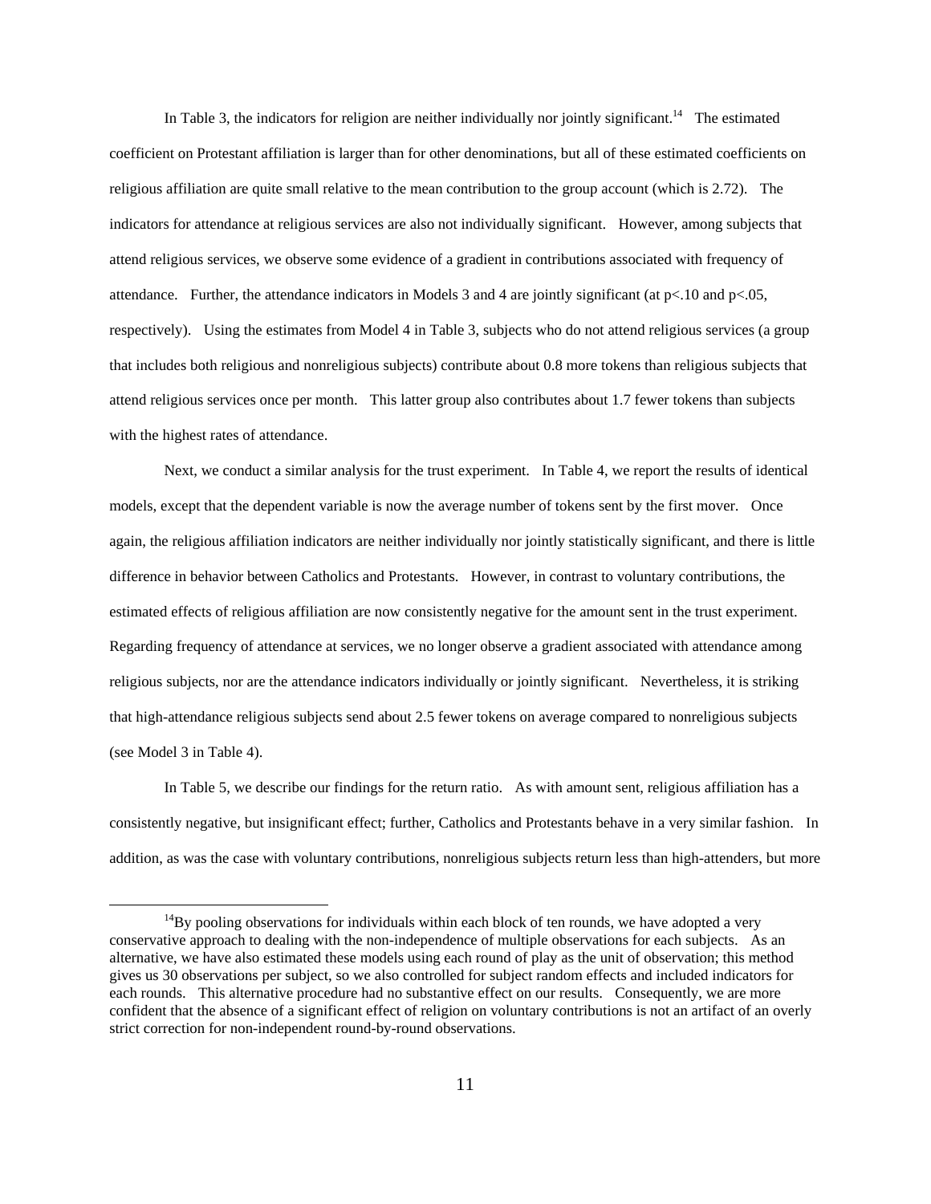In Table 3, the indicators for religion are neither individually nor jointly significant.[14] The estimated coefficient on Protestant affiliation is larger than for other denominations, but all of these estimated coefficients on religious affiliation are quite small relative to the mean contribution to the group account (which is 2.72). The indicators for attendance at religious services are also not individually significant. However, among subjects that attend religious services, we observe some evidence of a gradient in contributions associated with frequency of attendance. Further, the attendance indicators in Models 3 and 4 are jointly significant (at $p<.10$ and $p<.05$, respectively). Using the estimates from Model 4 in Table 3, subjects who do not attend religious services (a group that includes both religious and nonreligious subjects) contribute about 0.8 more tokens than religious subjects that attend religious services once per month. This latter group also contributes about 1.7 fewer tokens than subjects with the highest rates of attendance.

Next, we conduct a similar analysis for the trust experiment. In Table 4, we report the results of identical models, except that the dependent variable is now the average number of tokens sent by the first mover. Once again, the religious affiliation indicators are neither individually nor jointly statistically significant, and there is little difference in behavior between Catholics and Protestants. However, in contrast to voluntary contributions, the estimated effects of religious affiliation are now consistently negative for the amount sent in the trust experiment. Regarding frequency of attendance at services, we no longer observe a gradient associated with attendance among religious subjects, nor are the attendance indicators individually or jointly significant. Nevertheless, it is striking that high-attendance religious subjects send about 2.5 fewer tokens on average compared to nonreligious subjects (see Model 3 in Table 4).

In Table 5, we describe our findings for the return ratio. As with amount sent, religious affiliation has a consistently negative, but insignificant effect; further, Catholics and Protestants behave in a very similar fashion. In addition, as was the case with voluntary contributions, nonreligious subjects return less than high-attenders, but more

[14] By pooling observations for individuals within each block of ten rounds, we have adopted a very conservative approach to dealing with the non-independence of multiple observations for each subjects. As an alternative, we have also estimated these models using each round of play as the unit of observation; this method gives us 30 observations per subject, so we also controlled for subject random effects and included indicators for each rounds. This alternative procedure had no substantive effect on our results. Consequently, we are more confident that the absence of a significant effect of religion on voluntary contributions is not an artifact of an overly strict correction for non-independent round-by-round observations.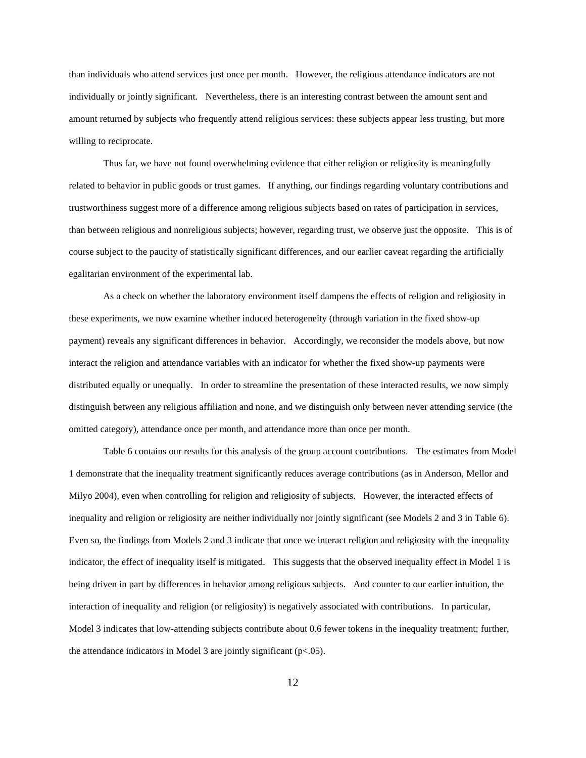than individuals who attend services just once per month. However, the religious attendance indicators are not individually or jointly significant. Nevertheless, there is an interesting contrast between the amount sent and amount returned by subjects who frequently attend religious services: these subjects appear less trusting, but more willing to reciprocate.

Thus far, we have not found overwhelming evidence that either religion or religiosity is meaningfully related to behavior in public goods or trust games. If anything, our findings regarding voluntary contributions and trustworthiness suggest more of a difference among religious subjects based on rates of participation in services, than between religious and nonreligious subjects; however, regarding trust, we observe just the opposite. This is of course subject to the paucity of statistically significant differences, and our earlier caveat regarding the artificially egalitarian environment of the experimental lab.

As a check on whether the laboratory environment itself dampens the effects of religion and religiosity in these experiments, we now examine whether induced heterogeneity (through variation in the fixed show-up payment) reveals any significant differences in behavior. Accordingly, we reconsider the models above, but now interact the religion and attendance variables with an indicator for whether the fixed show-up payments were distributed equally or unequally. In order to streamline the presentation of these interacted results, we now simply distinguish between any religious affiliation and none, and we distinguish only between never attending service (the omitted category), attendance once per month, and attendance more than once per month.

Table 6 contains our results for this analysis of the group account contributions. The estimates from Model 1 demonstrate that the inequality treatment significantly reduces average contributions (as in Anderson, Mellor and Milyo 2004), even when controlling for religion and religiosity of subjects. However, the interacted effects of inequality and religion or religiosity are neither individually nor jointly significant (see Models 2 and 3 in Table 6). Even so, the findings from Models 2 and 3 indicate that once we interact religion and religiosity with the inequality indicator, the effect of inequality itself is mitigated. This suggests that the observed inequality effect in Model 1 is being driven in part by differences in behavior among religious subjects. And counter to our earlier intuition, the interaction of inequality and religion (or religiosity) is negatively associated with contributions. In particular, Model 3 indicates that low-attending subjects contribute about 0.6 fewer tokens in the inequality treatment; further, the attendance indicators in Model 3 are jointly significant ($p<.05$).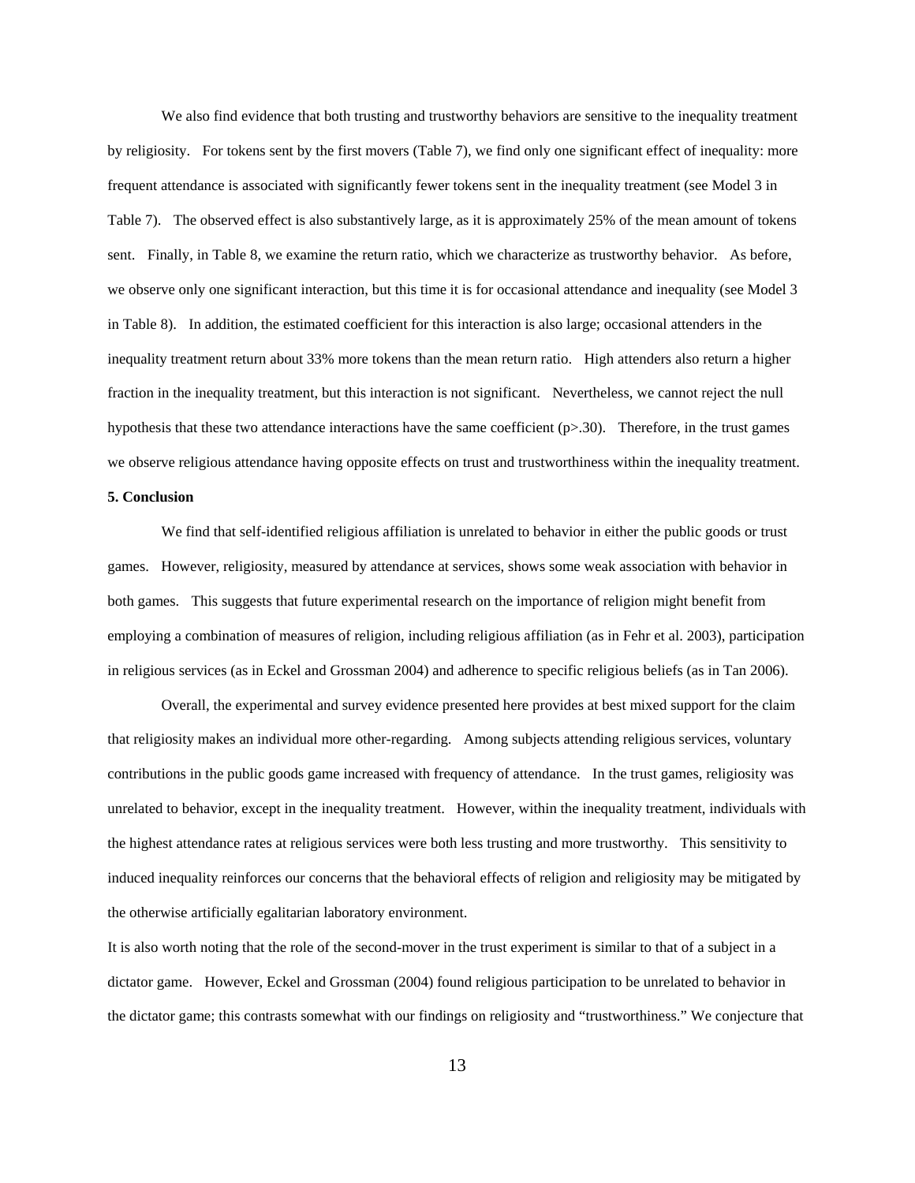We also find evidence that both trusting and trustworthy behaviors are sensitive to the inequality treatment by religiosity. For tokens sent by the first movers (Table 7), we find only one significant effect of inequality: more frequent attendance is associated with significantly fewer tokens sent in the inequality treatment (see Model 3 in Table 7). The observed effect is also substantively large, as it is approximately 25% of the mean amount of tokens sent. Finally, in Table 8, we examine the return ratio, which we characterize as trustworthy behavior. As before, we observe only one significant interaction, but this time it is for occasional attendance and inequality (see Model 3 in Table 8). In addition, the estimated coefficient for this interaction is also large; occasional attenders in the inequality treatment return about 33% more tokens than the mean return ratio. High attenders also return a higher fraction in the inequality treatment, but this interaction is not significant. Nevertheless, we cannot reject the null hypothesis that these two attendance interactions have the same coefficient ($p>.30$). Therefore, in the trust games we observe religious attendance having opposite effects on trust and trustworthiness within the inequality treatment.

**5. Conclusion**

We find that self-identified religious affiliation is unrelated to behavior in either the public goods or trust games. However, religiosity, measured by attendance at services, shows some weak association with behavior in both games. This suggests that future experimental research on the importance of religion might benefit from employing a combination of measures of religion, including religious affiliation (as in Fehr et al. 2003), participation in religious services (as in Eckel and Grossman 2004) and adherence to specific religious beliefs (as in Tan 2006).

Overall, the experimental and survey evidence presented here provides at best mixed support for the claim that religiosity makes an individual more other-regarding. Among subjects attending religious services, voluntary contributions in the public goods game increased with frequency of attendance. In the trust games, religiosity was unrelated to behavior, except in the inequality treatment. However, within the inequality treatment, individuals with the highest attendance rates at religious services were both less trusting and more trustworthy. This sensitivity to induced inequality reinforces our concerns that the behavioral effects of religion and religiosity may be mitigated by the otherwise artificially egalitarian laboratory environment.

It is also worth noting that the role of the second-mover in the trust experiment is similar to that of a subject in a dictator game. However, Eckel and Grossman (2004) found religious participation to be unrelated to behavior in the dictator game; this contrasts somewhat with our findings on religiosity and "trustworthiness." We conjecture that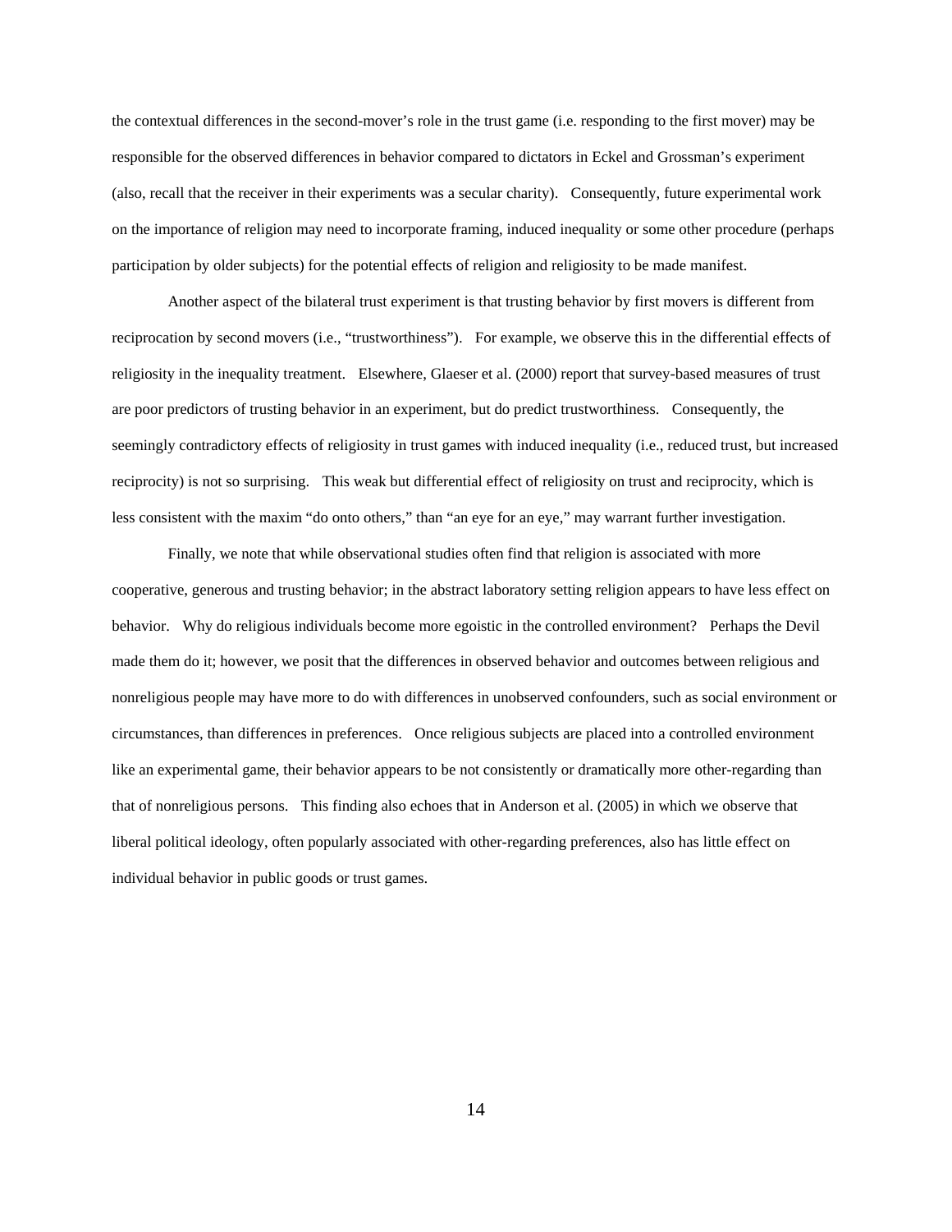the contextual differences in the second-mover's role in the trust game (i.e. responding to the first mover) may be responsible for the observed differences in behavior compared to dictators in Eckel and Grossman's experiment (also, recall that the receiver in their experiments was a secular charity). Consequently, future experimental work on the importance of religion may need to incorporate framing, induced inequality or some other procedure (perhaps participation by older subjects) for the potential effects of religion and religiosity to be made manifest.

Another aspect of the bilateral trust experiment is that trusting behavior by first movers is different from reciprocation by second movers (i.e., "trustworthiness"). For example, we observe this in the differential effects of religiosity in the inequality treatment. Elsewhere, Glaeser et al. (2000) report that survey-based measures of trust are poor predictors of trusting behavior in an experiment, but do predict trustworthiness. Consequently, the seemingly contradictory effects of religiosity in trust games with induced inequality (i.e., reduced trust, but increased reciprocity) is not so surprising. This weak but differential effect of religiosity on trust and reciprocity, which is less consistent with the maxim "do onto others," than "an eye for an eye," may warrant further investigation.

Finally, we note that while observational studies often find that religion is associated with more cooperative, generous and trusting behavior; in the abstract laboratory setting religion appears to have less effect on behavior. Why do religious individuals become more egoistic in the controlled environment? Perhaps the Devil made them do it; however, we posit that the differences in observed behavior and outcomes between religious and nonreligious people may have more to do with differences in unobserved confounders, such as social environment or circumstances, than differences in preferences. Once religious subjects are placed into a controlled environment like an experimental game, their behavior appears to be not consistently or dramatically more other-regarding than that of nonreligious persons. This finding also echoes that in Anderson et al. (2005) in which we observe that liberal political ideology, often popularly associated with other-regarding preferences, also has little effect on individual behavior in public goods or trust games.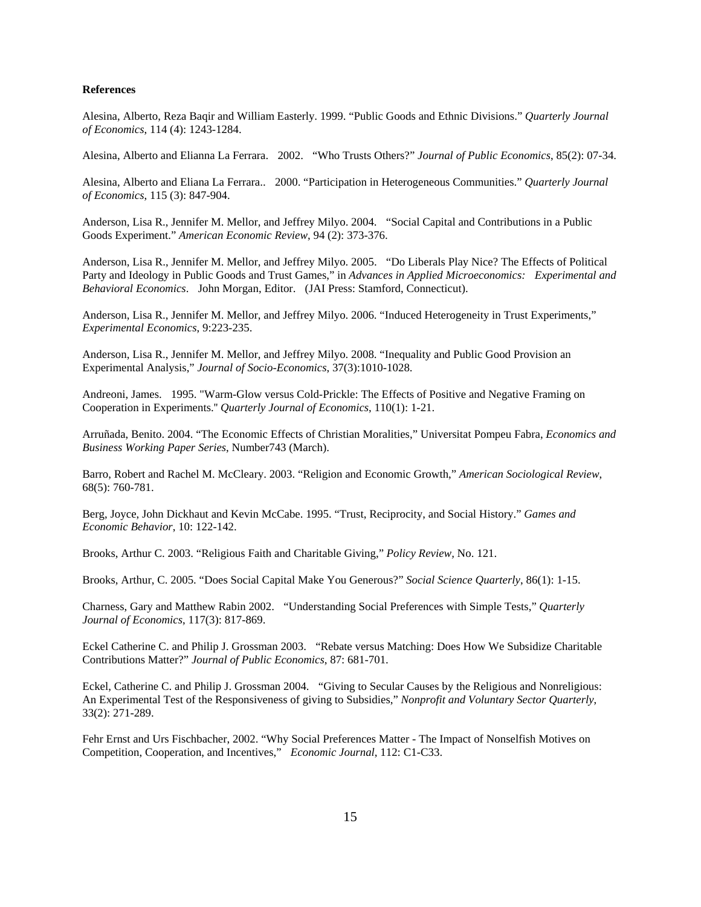**References**

Alesina, Alberto, Reza Baqir and William Easterly. 1999. "Public Goods and Ethnic Divisions." *Quarterly Journal of Economics*, 114 (4): 1243-1284.

Alesina, Alberto and Elianna La Ferrara. 2002. "Who Trusts Others?" *Journal of Public Economics*, 85(2): 07-34.

Alesina, Alberto and Eliana La Ferrara.. 2000. "Participation in Heterogeneous Communities." *Quarterly Journal of Economics*, 115 (3): 847-904.

Anderson, Lisa R., Jennifer M. Mellor, and Jeffrey Milyo. 2004. "Social Capital and Contributions in a Public Goods Experiment." *American Economic Review*, 94 (2): 373-376.

Anderson, Lisa R., Jennifer M. Mellor, and Jeffrey Milyo. 2005. "Do Liberals Play Nice? The Effects of Political Party and Ideology in Public Goods and Trust Games," in *Advances in Applied Microeconomics: Experimental and Behavioral Economics*. John Morgan, Editor. (JAI Press: Stamford, Connecticut).

Anderson, Lisa R., Jennifer M. Mellor, and Jeffrey Milyo. 2006. "Induced Heterogeneity in Trust Experiments," *Experimental Economics*, 9:223-235.

Anderson, Lisa R., Jennifer M. Mellor, and Jeffrey Milyo. 2008. "Inequality and Public Good Provision an Experimental Analysis," *Journal of Socio-Economics*, 37(3):1010-1028.

Andreoni, James. 1995. "Warm-Glow versus Cold-Prickle: The Effects of Positive and Negative Framing on Cooperation in Experiments." *Quarterly Journal of Economics*, 110(1): 1-21.

Arruñada, Benito. 2004. "The Economic Effects of Christian Moralities," Universitat Pompeu Fabra, *Economics and Business Working Paper Series*, Number743 (March).

Barro, Robert and Rachel M. McCleary. 2003. "Religion and Economic Growth," *American Sociological Review*, 68(5): 760-781.

Berg, Joyce, John Dickhaut and Kevin McCabe. 1995. "Trust, Reciprocity, and Social History." *Games and Economic Behavior*, 10: 122-142.

Brooks, Arthur C. 2003. "Religious Faith and Charitable Giving," *Policy Review*, No. 121.

Brooks, Arthur, C. 2005. "Does Social Capital Make You Generous?" *Social Science Quarterly*, 86(1): 1-15.

Charness, Gary and Matthew Rabin 2002. "Understanding Social Preferences with Simple Tests," *Quarterly Journal of Economics*, 117(3): 817-869.

Eckel Catherine C. and Philip J. Grossman 2003. "Rebate versus Matching: Does How We Subsidize Charitable Contributions Matter?" *Journal of Public Economics*, 87: 681-701.

Eckel, Catherine C. and Philip J. Grossman 2004. "Giving to Secular Causes by the Religious and Nonreligious: An Experimental Test of the Responsiveness of giving to Subsidies," *Nonprofit and Voluntary Sector Quarterly*, 33(2): 271-289.

Fehr Ernst and Urs Fischbacher, 2002. "Why Social Preferences Matter - The Impact of Nonselfish Motives on Competition, Cooperation, and Incentives," *Economic Journal*, 112: C1-C33.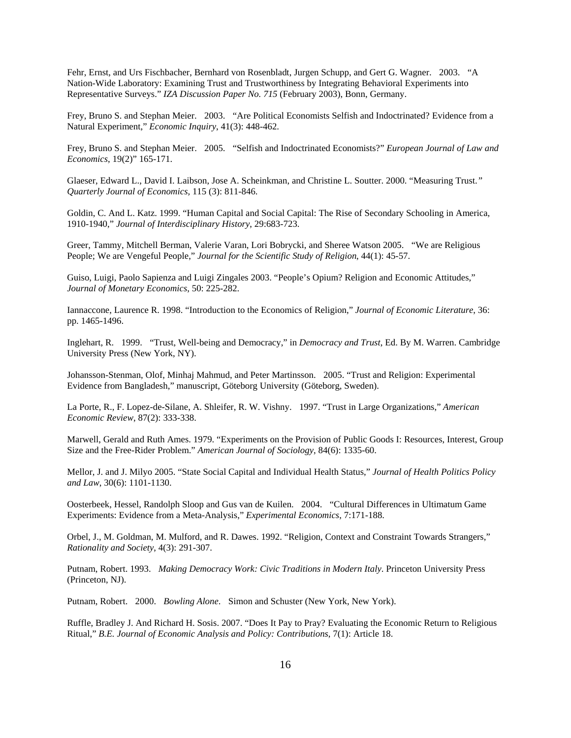Fehr, Ernst, and Urs Fischbacher, Bernhard von Rosenbladt, Jurgen Schupp, and Gert G. Wagner. 2003. "A Nation-Wide Laboratory: Examining Trust and Trustworthiness by Integrating Behavioral Experiments into Representative Surveys." *IZA Discussion Paper No. 715* (February 2003), Bonn, Germany.

Frey, Bruno S. and Stephan Meier. 2003. "Are Political Economists Selfish and Indoctrinated? Evidence from a Natural Experiment," *Economic Inquiry*, 41(3): 448-462.

Frey, Bruno S. and Stephan Meier. 2005. "Selfish and Indoctrinated Economists?" *European Journal of Law and Economics*, 19(2)" 165-171.

Glaeser, Edward L., David I. Laibson, Jose A. Scheinkman, and Christine L. Soutter. 2000. "Measuring Trust." *Quarterly Journal of Economics*, 115 (3): 811-846.

Goldin, C. And L. Katz. 1999. "Human Capital and Social Capital: The Rise of Secondary Schooling in America, 1910-1940," *Journal of Interdisciplinary History*, 29:683-723.

Greer, Tammy, Mitchell Berman, Valerie Varan, Lori Bobrycki, and Sheree Watson 2005. "We are Religious People; We are Vengeful People," *Journal for the Scientific Study of Religion*, 44(1): 45-57.

Guiso, Luigi, Paolo Sapienza and Luigi Zingales 2003. "People's Opium? Religion and Economic Attitudes," *Journal of Monetary Economics*, 50: 225-282.

Iannaccone, Laurence R. 1998. "Introduction to the Economics of Religion," *Journal of Economic Literature*, 36: pp. 1465-1496.

Inglehart, R. 1999. "Trust, Well-being and Democracy," in *Democracy and Trust*, Ed. By M. Warren. Cambridge University Press (New York, NY).

Johansson-Stenman, Olof, Minhaj Mahmud, and Peter Martinsson. 2005. "Trust and Religion: Experimental Evidence from Bangladesh," manuscript, Göteborg University (Göteborg, Sweden).

La Porte, R., F. Lopez-de-Silane, A. Shleifer, R. W. Vishny. 1997. "Trust in Large Organizations," *American Economic Review*, 87(2): 333-338.

Marwell, Gerald and Ruth Ames. 1979. "Experiments on the Provision of Public Goods I: Resources, Interest, Group Size and the Free-Rider Problem." *American Journal of Sociology*, 84(6): 1335-60.

Mellor, J. and J. Milyo 2005. "State Social Capital and Individual Health Status," *Journal of Health Politics Policy and Law*, 30(6): 1101-1130.

Oosterbeek, Hessel, Randolph Sloop and Gus van de Kuilen. 2004. "Cultural Differences in Ultimatum Game Experiments: Evidence from a Meta-Analysis," *Experimental Economics*, 7:171-188.

Orbel, J., M. Goldman, M. Mulford, and R. Dawes. 1992. "Religion, Context and Constraint Towards Strangers," *Rationality and Society*, 4(3): 291-307.

Putnam, Robert. 1993. *Making Democracy Work: Civic Traditions in Modern Italy*. Princeton University Press (Princeton, NJ).

Putnam, Robert. 2000. *Bowling Alone*. Simon and Schuster (New York, New York).

Ruffle, Bradley J. And Richard H. Sosis. 2007. "Does It Pay to Pray? Evaluating the Economic Return to Religious Ritual," *B.E. Journal of Economic Analysis and Policy: Contributions*, 7(1): Article 18.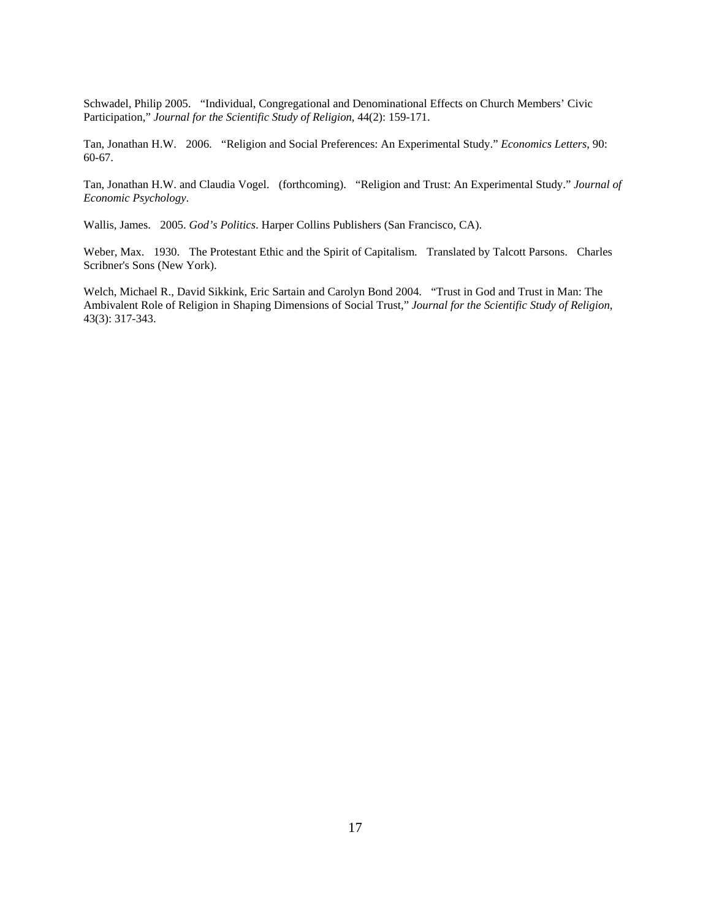Schwadel, Philip 2005. "Individual, Congregational and Denominational Effects on Church Members' Civic Participation," *Journal for the Scientific Study of Religion*, 44(2): 159-171.

Tan, Jonathan H.W. 2006. "Religion and Social Preferences: An Experimental Study." *Economics Letters*, 90: 60-67.

Tan, Jonathan H.W. and Claudia Vogel. (forthcoming). "Religion and Trust: An Experimental Study." *Journal of Economic Psychology*.

Wallis, James. 2005. *God's Politics*. Harper Collins Publishers (San Francisco, CA).

Weber, Max. 1930. The Protestant Ethic and the Spirit of Capitalism. Translated by Talcott Parsons. Charles Scribner's Sons (New York).

Welch, Michael R., David Sikkink, Eric Sartain and Carolyn Bond 2004. "Trust in God and Trust in Man: The Ambivalent Role of Religion in Shaping Dimensions of Social Trust," *Journal for the Scientific Study of Religion*, 43(3): 317-343.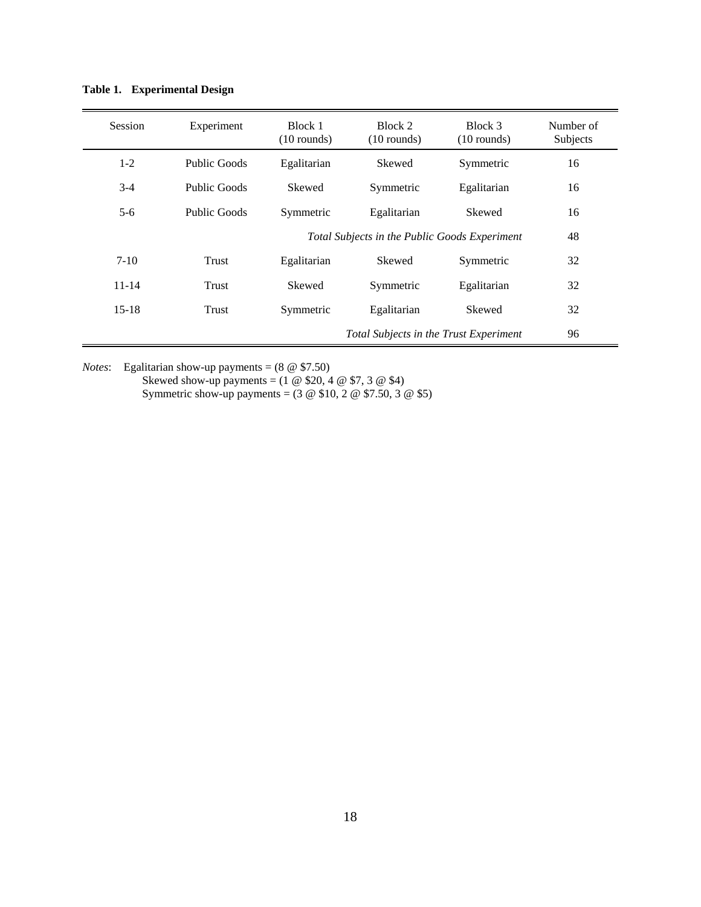**Table 1. Experimental Design**

| Session | Experiment | Block 1 (10 rounds) | Block 2 (10 rounds) | Block 3 (10 rounds) | Number of Subjects |
|---|---|---|---|---|---|
| 1-2 | Public Goods | Egalitarian | Skewed | Symmetric | 16 |
| 3-4 | Public Goods | Skewed | Symmetric | Egalitarian | 16 |
| 5-6 | Public Goods | Symmetric | Egalitarian | Skewed | 16 |
| | | *Total Subjects in the Public Goods Experiment* | | | 48 |
| 7-10 | Trust | Egalitarian | Skewed | Symmetric | 32 |
| 11-14 | Trust | Skewed | Symmetric | Egalitarian | 32 |
| 15-18 | Trust | Symmetric | Egalitarian | Skewed | 32 |
| | | *Total Subjects in the Trust Experiment* | | | 96 |

*Notes*: Egalitarian show-up payments = (8 @ $7.50)
Skewed show-up payments = (1 @ $20, 4 @ $7, 3 @ $4)
Symmetric show-up payments = (3 @ $10, 2 @ $7.50, 3 @ $5)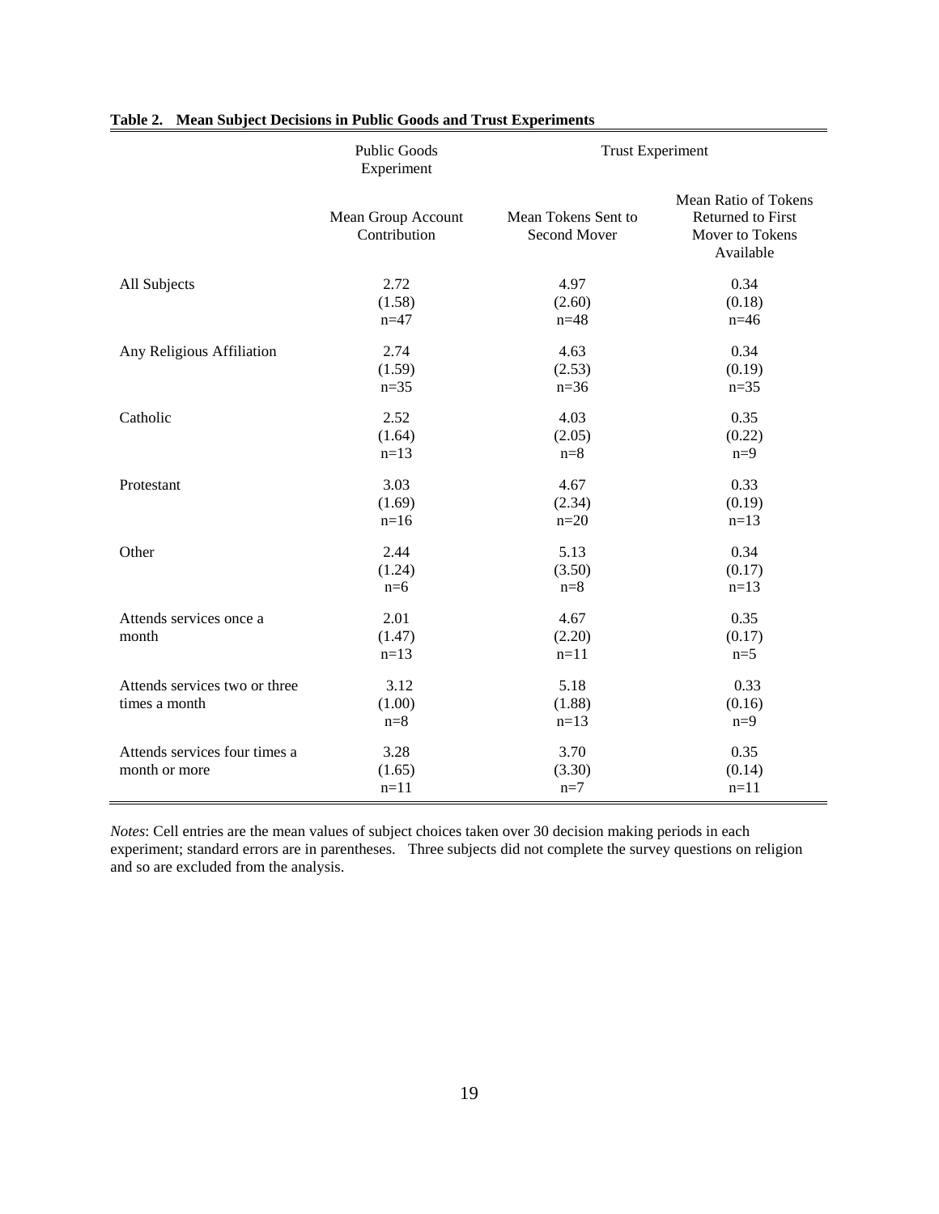**Table 2. Mean Subject Decisions in Public Goods and Trust Experiments**

| | Public Goods Experiment | Trust Experiment | |
|---|---|---|---|
| | Mean Group Account Contribution | Mean Tokens Sent to Second Mover | Mean Ratio of Tokens Returned to First Mover to Tokens Available |
| All Subjects | 2.72<br>(1.58)<br>n=47 | 4.97<br>(2.60)<br>n=48 | 0.34<br>(0.18)<br>n=46 |
| Any Religious Affiliation | 2.74<br>(1.59)<br>n=35 | 4.63<br>(2.53)<br>n=36 | 0.34<br>(0.19)<br>n=35 |
| Catholic | 2.52<br>(1.64)<br>n=13 | 4.03<br>(2.05)<br>n=8 | 0.35<br>(0.22)<br>n=9 |
| Protestant | 3.03<br>(1.69)<br>n=16 | 4.67<br>(2.34)<br>n=20 | 0.33<br>(0.19)<br>n=13 |
| Other | 2.44<br>(1.24)<br>n=6 | 5.13<br>(3.50)<br>n=8 | 0.34<br>(0.17)<br>n=13 |
| Attends services once a month | 2.01<br>(1.47)<br>n=13 | 4.67<br>(2.20)<br>n=11 | 0.35<br>(0.17)<br>n=5 |
| Attends services two or three times a month | 3.12<br>(1.00)<br>n=8 | 5.18<br>(1.88)<br>n=13 | 0.33<br>(0.16)<br>n=9 |
| Attends services four times a month or more | 3.28<br>(1.65)<br>n=11 | 3.70<br>(3.30)<br>n=7 | 0.35<br>(0.14)<br>n=11 |

*Notes*: Cell entries are the mean values of subject choices taken over 30 decision making periods in each experiment; standard errors are in parentheses. Three subjects did not complete the survey questions on religion and so are excluded from the analysis.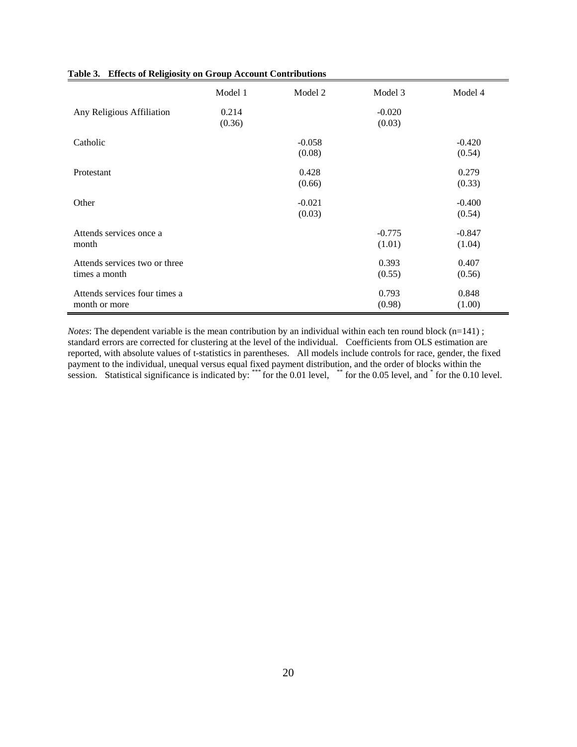**Table 3. Effects of Religiosity on Group Account Contributions**

| | Model 1 | Model 2 | Model 3 | Model 4 |
|---|---|---|---|---|
| Any Religious Affiliation | 0.214<br>(0.36) | | -0.020<br>(0.03) | |
| Catholic | | -0.058<br>(0.08) | | -0.420<br>(0.54) |
| Protestant | | 0.428<br>(0.66) | | 0.279<br>(0.33) |
| Other | | -0.021<br>(0.03) | | -0.400<br>(0.54) |
| Attends services once a month | | | -0.775<br>(1.01) | -0.847<br>(1.04) |
| Attends services two or three times a month | | | 0.393<br>(0.55) | 0.407<br>(0.56) |
| Attends services four times a month or more | | | 0.793<br>(0.98) | 0.848<br>(1.00) |

*Notes*: The dependent variable is the mean contribution by an individual within each ten round block (n=141) ; standard errors are corrected for clustering at the level of the individual. Coefficients from OLS estimation are reported, with absolute values of t-statistics in parentheses. All models include controls for race, gender, the fixed payment to the individual, unequal versus equal fixed payment distribution, and the order of blocks within the session. Statistical significance is indicated by: *** for the 0.01 level, ** for the 0.05 level, and * for the 0.10 level.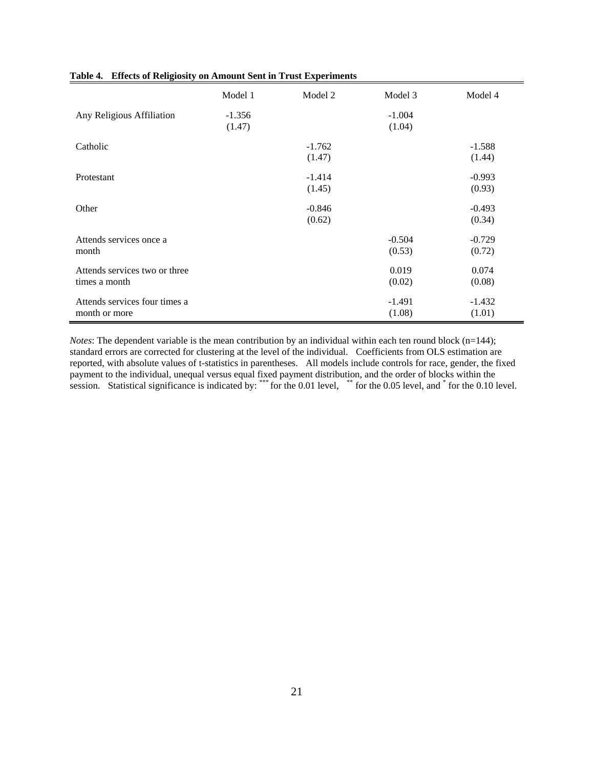**Table 4. Effects of Religiosity on Amount Sent in Trust Experiments**

| | Model 1 | Model 2 | Model 3 | Model 4 |
|---|---|---|---|---|
| Any Religious Affiliation | -1.356<br>(1.47) | | -1.004<br>(1.04) | |
| Catholic | | -1.762<br>(1.47) | | -1.588<br>(1.44) |
| Protestant | | -1.414<br>(1.45) | | -0.993<br>(0.93) |
| Other | | -0.846<br>(0.62) | | -0.493<br>(0.34) |
| Attends services once a month | | | -0.504<br>(0.53) | -0.729<br>(0.72) |
| Attends services two or three times a month | | | 0.019<br>(0.02) | 0.074<br>(0.08) |
| Attends services four times a month or more | | | -1.491<br>(1.08) | -1.432<br>(1.01) |

*Notes*: The dependent variable is the mean contribution by an individual within each ten round block (n=144); standard errors are corrected for clustering at the level of the individual. Coefficients from OLS estimation are reported, with absolute values of t-statistics in parentheses. All models include controls for race, gender, the fixed payment to the individual, unequal versus equal fixed payment distribution, and the order of blocks within the session. Statistical significance is indicated by: *** for the 0.01 level, ** for the 0.05 level, and * for the 0.10 level.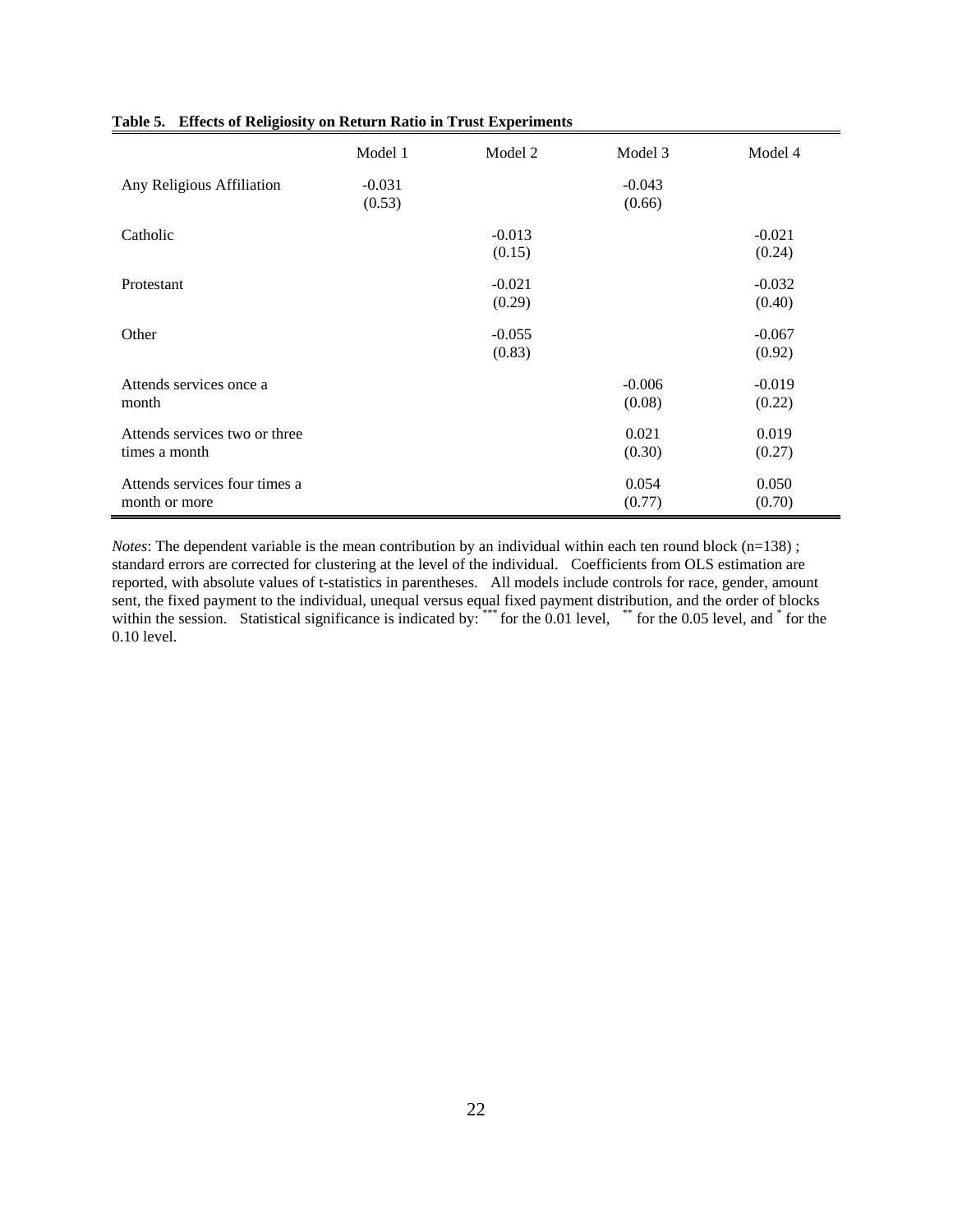**Table 5. Effects of Religiosity on Return Ratio in Trust Experiments**

| | Model 1 | Model 2 | Model 3 | Model 4 |
|---|---|---|---|---|
| Any Religious Affiliation | -0.031<br>(0.53) | | -0.043<br>(0.66) | |
| Catholic | | -0.013<br>(0.15) | | -0.021<br>(0.24) |
| Protestant | | -0.021<br>(0.29) | | -0.032<br>(0.40) |
| Other | | -0.055<br>(0.83) | | -0.067<br>(0.92) |
| Attends services once a month | | | -0.006<br>(0.08) | -0.019<br>(0.22) |
| Attends services two or three times a month | | | 0.021<br>(0.30) | 0.019<br>(0.27) |
| Attends services four times a month or more | | | 0.054<br>(0.77) | 0.050<br>(0.70) |

*Notes*: The dependent variable is the mean contribution by an individual within each ten round block (n=138) ; standard errors are corrected for clustering at the level of the individual. Coefficients from OLS estimation are reported, with absolute values of t-statistics in parentheses. All models include controls for race, gender, amount sent, the fixed payment to the individual, unequal versus equal fixed payment distribution, and the order of blocks within the session. Statistical significance is indicated by: *** for the 0.01 level, ** for the 0.05 level, and * for the 0.10 level.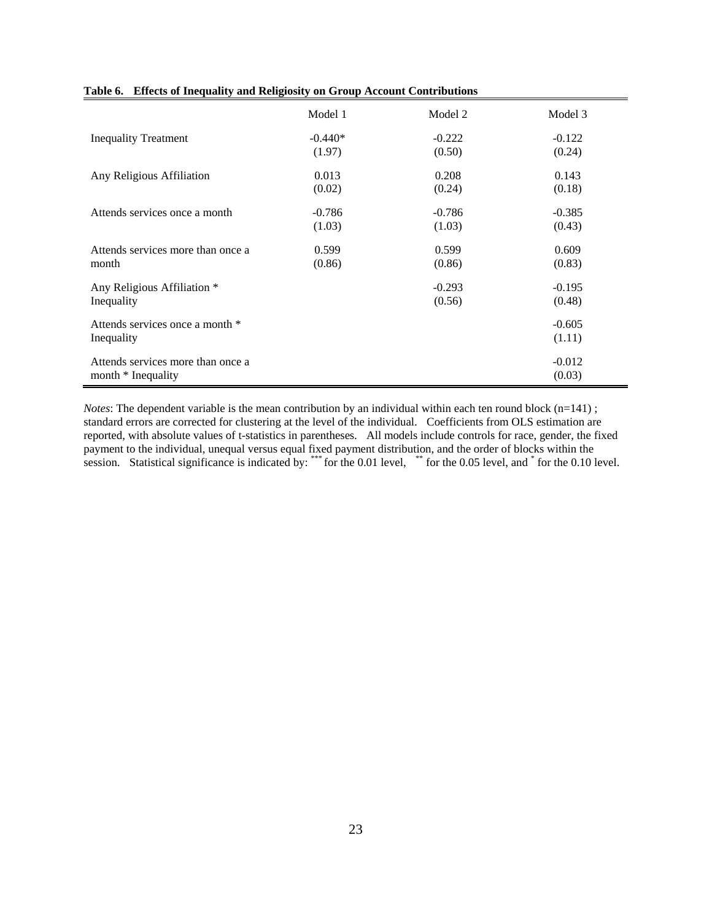**Table 6. Effects of Inequality and Religiosity on Group Account Contributions**

| | Model 1 | Model 2 | Model 3 |
|---|---|---|---|
| Inequality Treatment | -0.440* | -0.222 | -0.122 |
| | (1.97) | (0.50) | (0.24) |
| Any Religious Affiliation | 0.013 | 0.208 | 0.143 |
| | (0.02) | (0.24) | (0.18) |
| Attends services once a month | -0.786 | -0.786 | -0.385 |
| | (1.03) | (1.03) | (0.43) |
| Attends services more than once a month | 0.599 | 0.599 | 0.609 |
| | (0.86) | (0.86) | (0.83) |
| Any Religious Affiliation * Inequality | | -0.293 | -0.195 |
| | | (0.56) | (0.48) |
| Attends services once a month * Inequality | | | -0.605 |
| | | | (1.11) |
| Attends services more than once a month * Inequality | | | -0.012 |
| | | | (0.03) |

*Notes*: The dependent variable is the mean contribution by an individual within each ten round block (n=141) ; standard errors are corrected for clustering at the level of the individual. Coefficients from OLS estimation are reported, with absolute values of t-statistics in parentheses. All models include controls for race, gender, the fixed payment to the individual, unequal versus equal fixed payment distribution, and the order of blocks within the session. Statistical significance is indicated by: *** for the 0.01 level, ** for the 0.05 level, and * for the 0.10 level.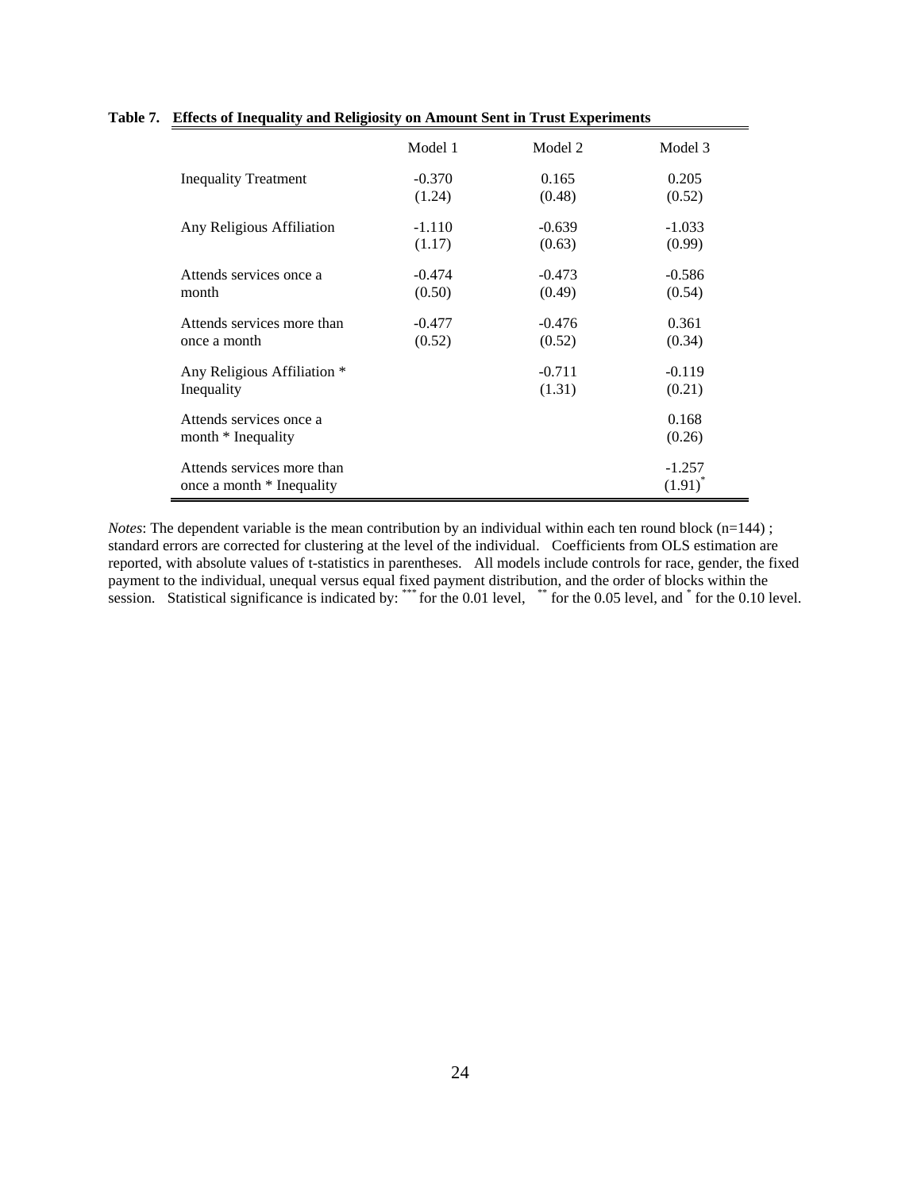**Table 7. Effects of Inequality and Religiosity on Amount Sent in Trust Experiments**

| | Model 1 | Model 2 | Model 3 |
|---|---|---|---|
| Inequality Treatment | -0.370 | 0.165 | 0.205 |
| | (1.24) | (0.48) | (0.52) |
| Any Religious Affiliation | -1.110 | -0.639 | -1.033 |
| | (1.17) | (0.63) | (0.99) |
| Attends services once a month | -0.474 | -0.473 | -0.586 |
| | (0.50) | (0.49) | (0.54) |
| Attends services more than once a month | -0.477 | -0.476 | 0.361 |
| | (0.52) | (0.52) | (0.34) |
| Any Religious Affiliation * Inequality | | -0.711 | -0.119 |
| | | (1.31) | (0.21) |
| Attends services once a month * Inequality | | | 0.168 |
| | | | (0.26) |
| Attends services more than once a month * Inequality | | | -1.257 |
| | | | (1.91)* |

*Notes*: The dependent variable is the mean contribution by an individual within each ten round block (n=144) ; standard errors are corrected for clustering at the level of the individual. Coefficients from OLS estimation are reported, with absolute values of t-statistics in parentheses. All models include controls for race, gender, the fixed payment to the individual, unequal versus equal fixed payment distribution, and the order of blocks within the session. Statistical significance is indicated by: *** for the 0.01 level, ** for the 0.05 level, and * for the 0.10 level.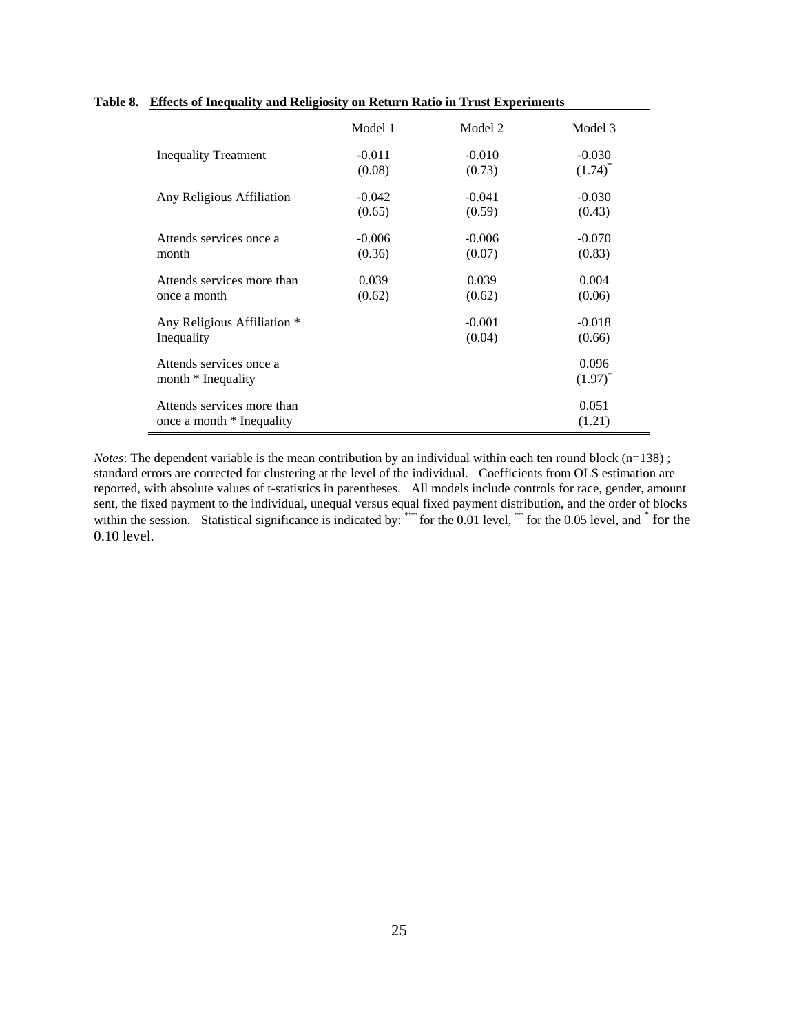**Table 8. Effects of Inequality and Religiosity on Return Ratio in Trust Experiments**

| | Model 1 | Model 2 | Model 3 |
|---|---|---|---|
| Inequality Treatment | -0.011<br>(0.08) | -0.010<br>(0.73) | -0.030<br>(1.74)* |
| Any Religious Affiliation | -0.042<br>(0.65) | -0.041<br>(0.59) | -0.030<br>(0.43) |
| Attends services once a month | -0.006<br>(0.36) | -0.006<br>(0.07) | -0.070<br>(0.83) |
| Attends services more than once a month | 0.039<br>(0.62) | 0.039<br>(0.62) | 0.004<br>(0.06) |
| Any Religious Affiliation * Inequality | | -0.001<br>(0.04) | -0.018<br>(0.66) |
| Attends services once a month * Inequality | | | 0.096<br>(1.97)* |
| Attends services more than once a month * Inequality | | | 0.051<br>(1.21) |

*Notes*: The dependent variable is the mean contribution by an individual within each ten round block (n=138) ; standard errors are corrected for clustering at the level of the individual. Coefficients from OLS estimation are reported, with absolute values of t-statistics in parentheses. All models include controls for race, gender, amount sent, the fixed payment to the individual, unequal versus equal fixed payment distribution, and the order of blocks within the session. Statistical significance is indicated by: *** for the 0.01 level, ** for the 0.05 level, and * for the 0.10 level.